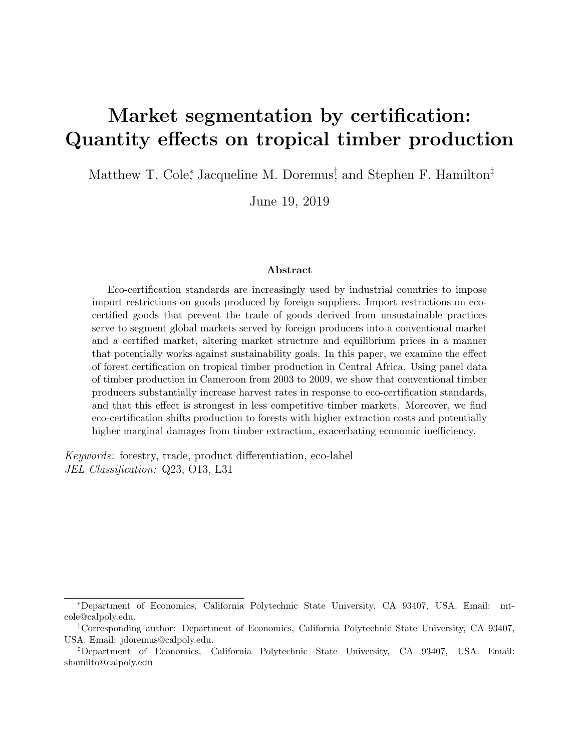# Market segmentation by certification: Quantity effects on tropical timber production

Matthew T. Cole[*], Jacqueline M. Doremus[†], and Stephen F. Hamilton[‡]

June 19, 2019

### Abstract

Eco-certification standards are increasingly used by industrial countries to impose import restrictions on goods produced by foreign suppliers. Import restrictions on eco-certified goods that prevent the trade of goods derived from unsustainable practices serve to segment global markets served by foreign producers into a conventional market and a certified market, altering market structure and equilibrium prices in a manner that potentially works against sustainability goals. In this paper, we examine the effect of forest certification on tropical timber production in Central Africa. Using panel data of timber production in Cameroon from 2003 to 2009, we show that conventional timber producers substantially increase harvest rates in response to eco-certification standards, and that this effect is strongest in less competitive timber markets. Moreover, we find eco-certification shifts production to forests with higher extraction costs and potentially higher marginal damages from timber extraction, exacerbating economic inefficiency.

*Keywords*: forestry, trade, product differentiation, eco-label
*JEL Classification:* Q23, O13, L31

---

[*] Department of Economics, California Polytechnic State University, CA 93407, USA. Email: mtcole@calpoly.edu.

[†] Corresponding author: Department of Economics, California Polytechnic State University, CA 93407, USA. Email: jdoremus@calpoly.edu.

[‡] Department of Economics, California Polytechnic State University, CA 93407, USA. Email: shamilto@calpoly.edu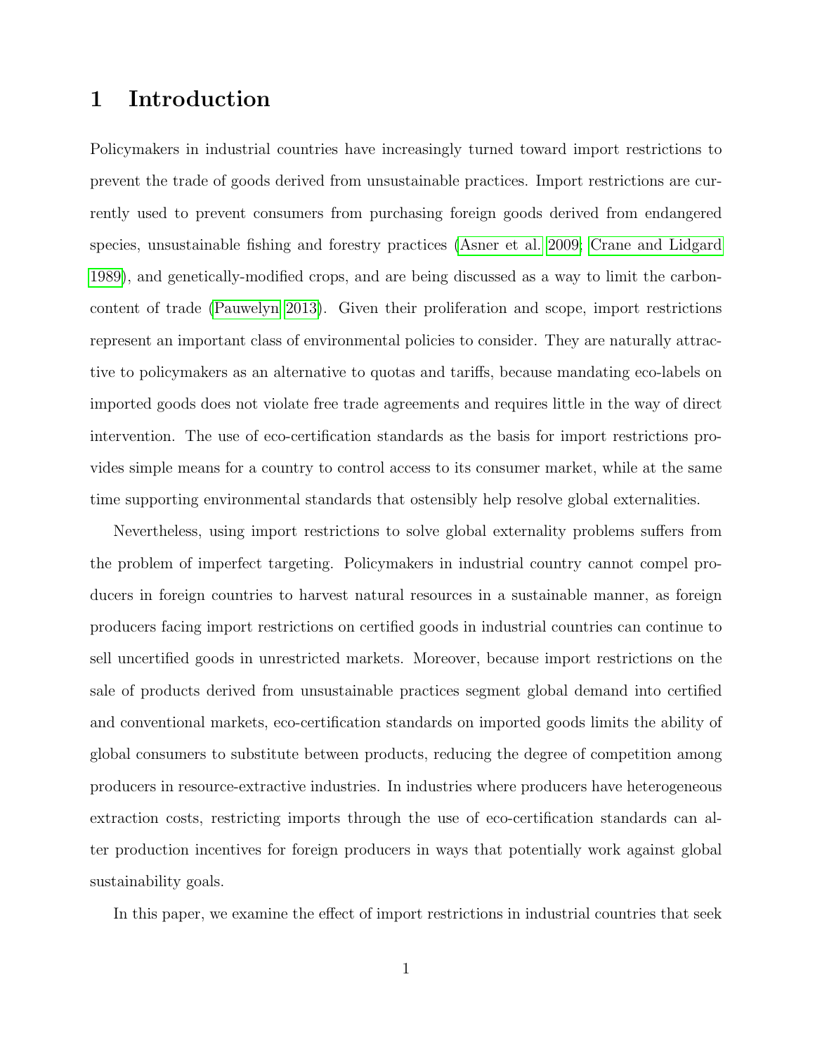# 1 Introduction

Policymakers in industrial countries have increasingly turned toward import restrictions to prevent the trade of goods derived from unsustainable practices. Import restrictions are currently used to prevent consumers from purchasing foreign goods derived from endangered species, unsustainable fishing and forestry practices (Asner et al. 2009; Crane and Lidgard 1989), and genetically-modified crops, and are being discussed as a way to limit the carbon-content of trade (Pauwelyn 2013). Given their proliferation and scope, import restrictions represent an important class of environmental policies to consider. They are naturally attractive to policymakers as an alternative to quotas and tariffs, because mandating eco-labels on imported goods does not violate free trade agreements and requires little in the way of direct intervention. The use of eco-certification standards as the basis for import restrictions provides simple means for a country to control access to its consumer market, while at the same time supporting environmental standards that ostensibly help resolve global externalities.

Nevertheless, using import restrictions to solve global externality problems suffers from the problem of imperfect targeting. Policymakers in industrial country cannot compel producers in foreign countries to harvest natural resources in a sustainable manner, as foreign producers facing import restrictions on certified goods in industrial countries can continue to sell uncertified goods in unrestricted markets. Moreover, because import restrictions on the sale of products derived from unsustainable practices segment global demand into certified and conventional markets, eco-certification standards on imported goods limits the ability of global consumers to substitute between products, reducing the degree of competition among producers in resource-extractive industries. In industries where producers have heterogeneous extraction costs, restricting imports through the use of eco-certification standards can alter production incentives for foreign producers in ways that potentially work against global sustainability goals.

In this paper, we examine the effect of import restrictions in industrial countries that seek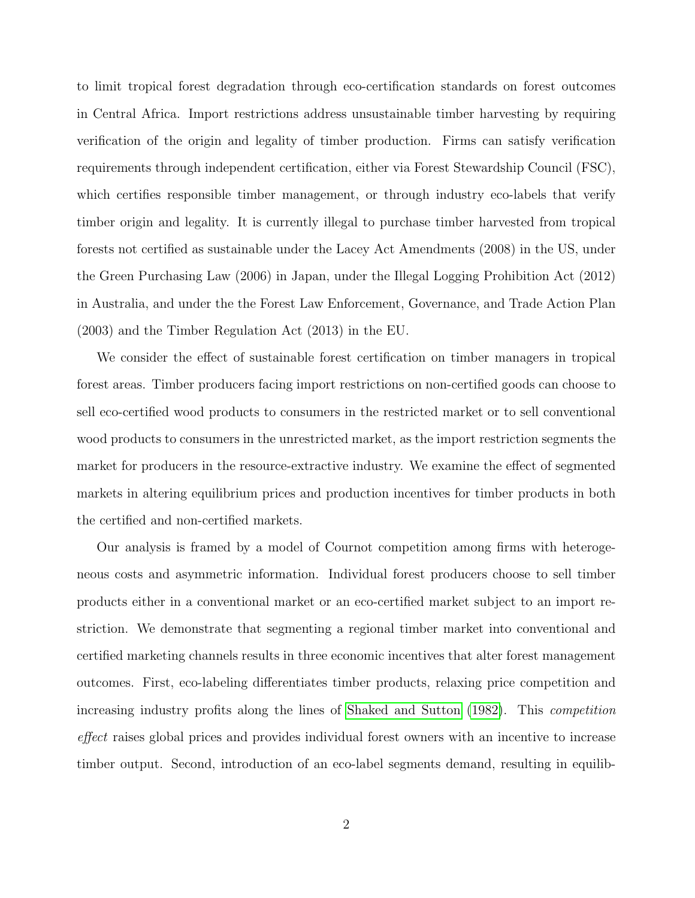to limit tropical forest degradation through eco-certification standards on forest outcomes in Central Africa. Import restrictions address unsustainable timber harvesting by requiring verification of the origin and legality of timber production. Firms can satisfy verification requirements through independent certification, either via Forest Stewardship Council (FSC), which certifies responsible timber management, or through industry eco-labels that verify timber origin and legality. It is currently illegal to purchase timber harvested from tropical forests not certified as sustainable under the Lacey Act Amendments (2008) in the US, under the Green Purchasing Law (2006) in Japan, under the Illegal Logging Prohibition Act (2012) in Australia, and under the the Forest Law Enforcement, Governance, and Trade Action Plan (2003) and the Timber Regulation Act (2013) in the EU.

We consider the effect of sustainable forest certification on timber managers in tropical forest areas. Timber producers facing import restrictions on non-certified goods can choose to sell eco-certified wood products to consumers in the restricted market or to sell conventional wood products to consumers in the unrestricted market, as the import restriction segments the market for producers in the resource-extractive industry. We examine the effect of segmented markets in altering equilibrium prices and production incentives for timber products in both the certified and non-certified markets.

Our analysis is framed by a model of Cournot competition among firms with heterogeneous costs and asymmetric information. Individual forest producers choose to sell timber products either in a conventional market or an eco-certified market subject to an import restriction. We demonstrate that segmenting a regional timber market into conventional and certified marketing channels results in three economic incentives that alter forest management outcomes. First, eco-labeling differentiates timber products, relaxing price competition and increasing industry profits along the lines of Shaked and Sutton (1982). This *competition effect* raises global prices and provides individual forest owners with an incentive to increase timber output. Second, introduction of an eco-label segments demand, resulting in equilib-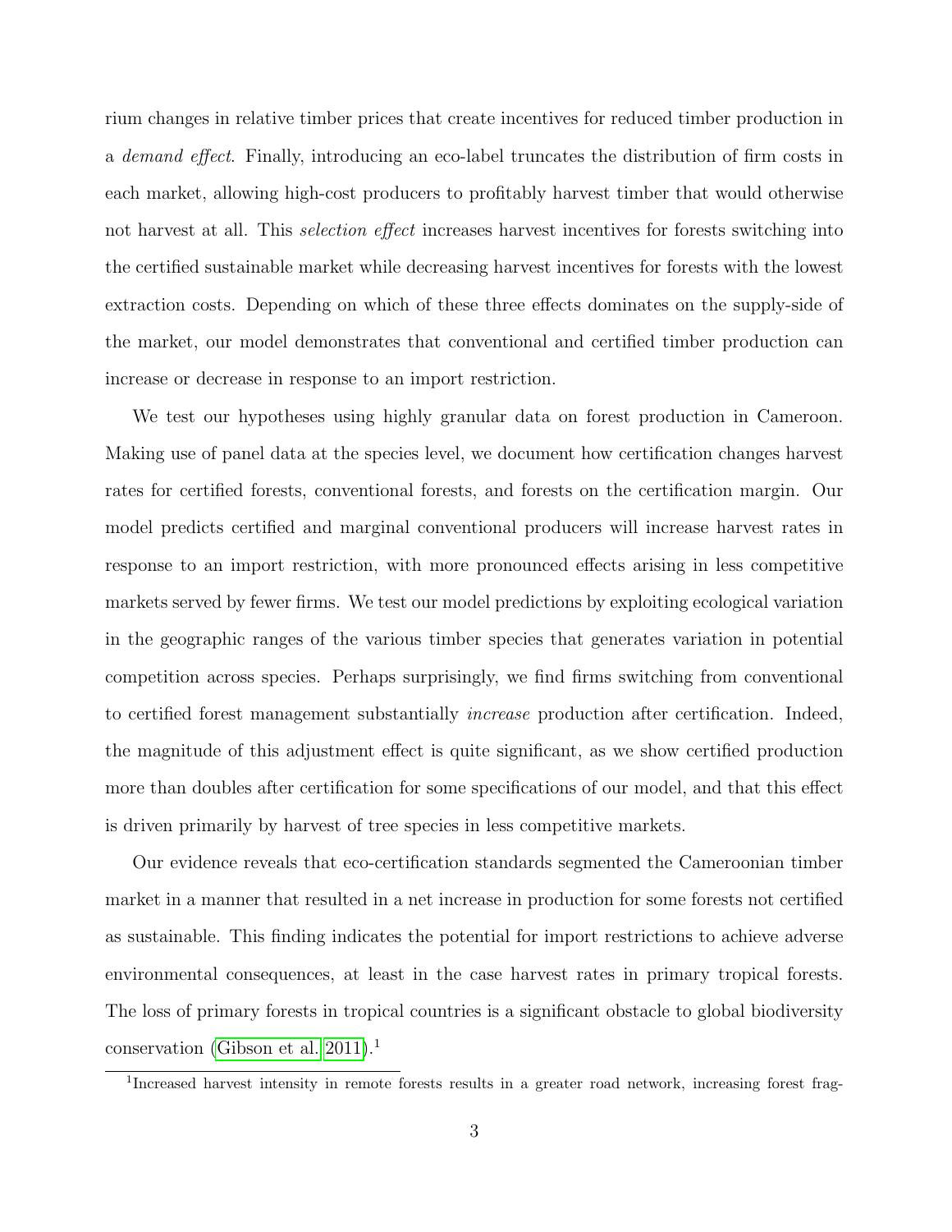rium changes in relative timber prices that create incentives for reduced timber production in a *demand effect*. Finally, introducing an eco-label truncates the distribution of firm costs in each market, allowing high-cost producers to profitably harvest timber that would otherwise not harvest at all. This *selection effect* increases harvest incentives for forests switching into the certified sustainable market while decreasing harvest incentives for forests with the lowest extraction costs. Depending on which of these three effects dominates on the supply-side of the market, our model demonstrates that conventional and certified timber production can increase or decrease in response to an import restriction.

We test our hypotheses using highly granular data on forest production in Cameroon. Making use of panel data at the species level, we document how certification changes harvest rates for certified forests, conventional forests, and forests on the certification margin. Our model predicts certified and marginal conventional producers will increase harvest rates in response to an import restriction, with more pronounced effects arising in less competitive markets served by fewer firms. We test our model predictions by exploiting ecological variation in the geographic ranges of the various timber species that generates variation in potential competition across species. Perhaps surprisingly, we find firms switching from conventional to certified forest management substantially *increase* production after certification. Indeed, the magnitude of this adjustment effect is quite significant, as we show certified production more than doubles after certification for some specifications of our model, and that this effect is driven primarily by harvest of tree species in less competitive markets.

Our evidence reveals that eco-certification standards segmented the Cameroonian timber market in a manner that resulted in a net increase in production for some forests not certified as sustainable. This finding indicates the potential for import restrictions to achieve adverse environmental consequences, at least in the case harvest rates in primary tropical forests. The loss of primary forests in tropical countries is a significant obstacle to global biodiversity conservation (Gibson et al. 2011).[1]

[1]Increased harvest intensity in remote forests results in a greater road network, increasing forest frag-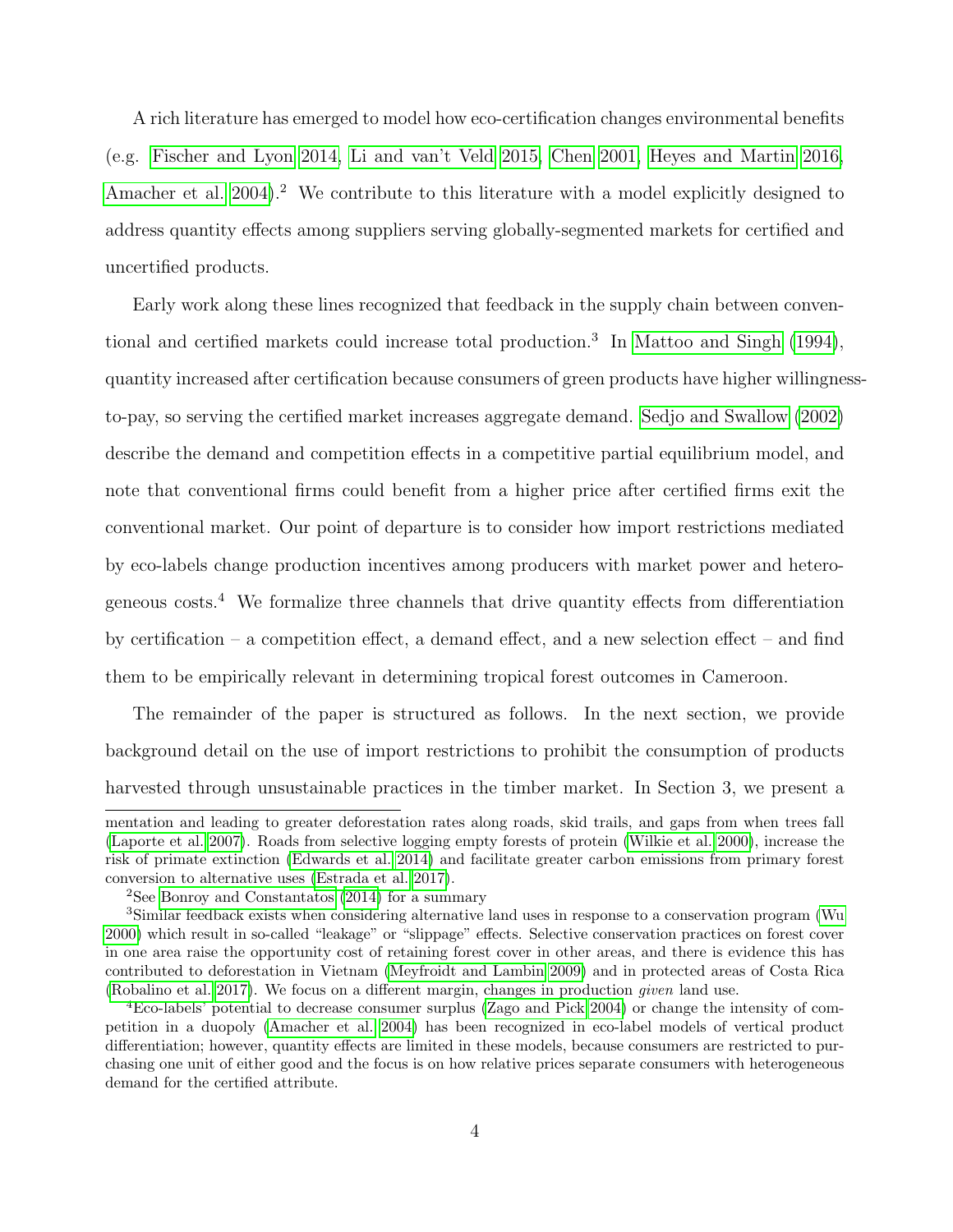A rich literature has emerged to model how eco-certification changes environmental benefits (e.g. Fischer and Lyon 2014, Li and van't Veld 2015, Chen 2001, Heyes and Martin 2016, Amacher et al. 2004).[2] We contribute to this literature with a model explicitly designed to address quantity effects among suppliers serving globally-segmented markets for certified and uncertified products.

Early work along these lines recognized that feedback in the supply chain between conventional and certified markets could increase total production.[3] In Mattoo and Singh (1994), quantity increased after certification because consumers of green products have higher willingness-to-pay, so serving the certified market increases aggregate demand. Sedjo and Swallow (2002) describe the demand and competition effects in a competitive partial equilibrium model, and note that conventional firms could benefit from a higher price after certified firms exit the conventional market. Our point of departure is to consider how import restrictions mediated by eco-labels change production incentives among producers with market power and heterogeneous costs.[4] We formalize three channels that drive quantity effects from differentiation by certification – a competition effect, a demand effect, and a new selection effect – and find them to be empirically relevant in determining tropical forest outcomes in Cameroon.

The remainder of the paper is structured as follows. In the next section, we provide background detail on the use of import restrictions to prohibit the consumption of products harvested through unsustainable practices in the timber market. In Section 3, we present a

---

mentation and leading to greater deforestation rates along roads, skid trails, and gaps from when trees fall (Laporte et al. 2007). Roads from selective logging empty forests of protein (Wilkie et al. 2000), increase the risk of primate extinction (Edwards et al. 2014) and facilitate greater carbon emissions from primary forest conversion to alternative uses (Estrada et al. 2017).

[2] See Bonroy and Constantatos (2014) for a summary

[3] Similar feedback exists when considering alternative land uses in response to a conservation program (Wu 2000) which result in so-called "leakage" or "slippage" effects. Selective conservation practices on forest cover in one area raise the opportunity cost of retaining forest cover in other areas, and there is evidence this has contributed to deforestation in Vietnam (Meyfroidt and Lambin 2009) and in protected areas of Costa Rica (Robalino et al. 2017). We focus on a different margin, changes in production *given* land use.

[4] Eco-labels' potential to decrease consumer surplus (Zago and Pick 2004) or change the intensity of competition in a duopoly (Amacher et al. 2004) has been recognized in eco-label models of vertical product differentiation; however, quantity effects are limited in these models, because consumers are restricted to purchasing one unit of either good and the focus is on how relative prices separate consumers with heterogeneous demand for the certified attribute.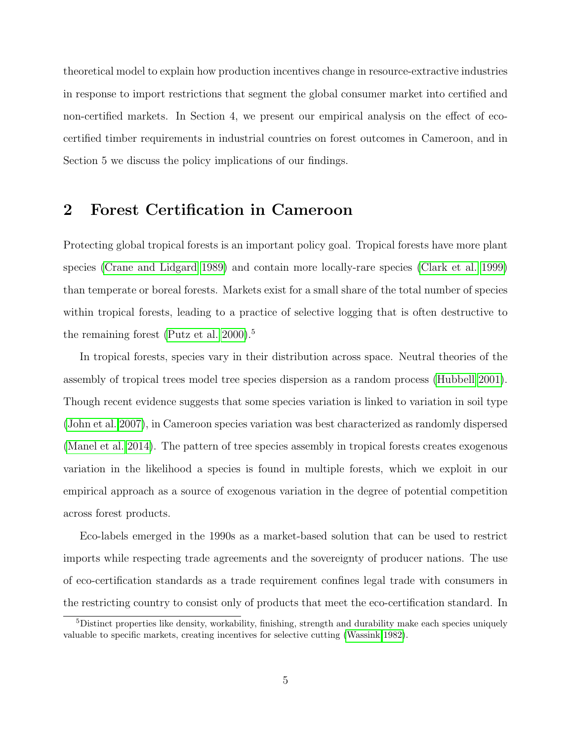theoretical model to explain how production incentives change in resource-extractive industries in response to import restrictions that segment the global consumer market into certified and non-certified markets. In Section 4, we present our empirical analysis on the effect of eco-certified timber requirements in industrial countries on forest outcomes in Cameroon, and in Section 5 we discuss the policy implications of our findings.

## 2 Forest Certification in Cameroon

Protecting global tropical forests is an important policy goal. Tropical forests have more plant species (Crane and Lidgard 1989) and contain more locally-rare species (Clark et al. 1999) than temperate or boreal forests. Markets exist for a small share of the total number of species within tropical forests, leading to a practice of selective logging that is often destructive to the remaining forest (Putz et al. 2000).[5]

In tropical forests, species vary in their distribution across space. Neutral theories of the assembly of tropical trees model tree species dispersion as a random process (Hubbell 2001). Though recent evidence suggests that some species variation is linked to variation in soil type (John et al. 2007), in Cameroon species variation was best characterized as randomly dispersed (Manel et al. 2014). The pattern of tree species assembly in tropical forests creates exogenous variation in the likelihood a species is found in multiple forests, which we exploit in our empirical approach as a source of exogenous variation in the degree of potential competition across forest products.

Eco-labels emerged in the 1990s as a market-based solution that can be used to restrict imports while respecting trade agreements and the sovereignty of producer nations. The use of eco-certification standards as a trade requirement confines legal trade with consumers in the restricting country to consist only of products that meet the eco-certification standard. In

[5] Distinct properties like density, workability, finishing, strength and durability make each species uniquely valuable to specific markets, creating incentives for selective cutting (Wassink 1982).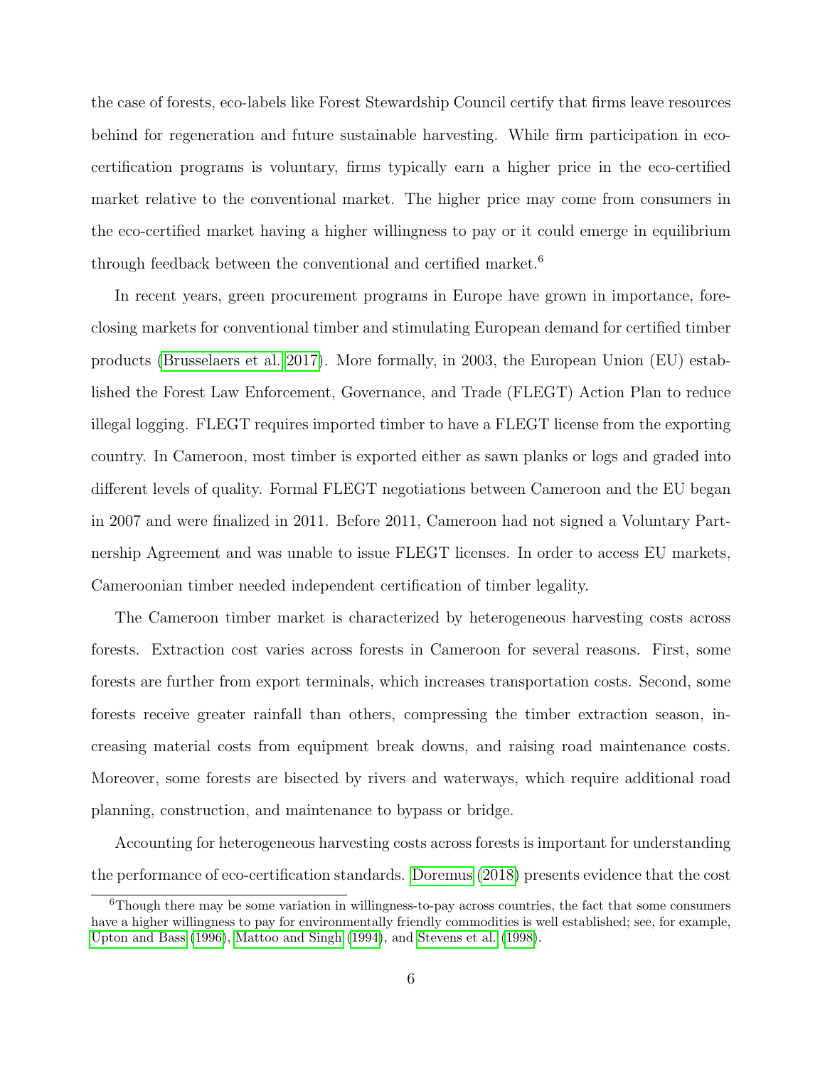the case of forests, eco-labels like Forest Stewardship Council certify that firms leave resources behind for regeneration and future sustainable harvesting. While firm participation in eco-certification programs is voluntary, firms typically earn a higher price in the eco-certified market relative to the conventional market. The higher price may come from consumers in the eco-certified market having a higher willingness to pay or it could emerge in equilibrium through feedback between the conventional and certified market.[6]

In recent years, green procurement programs in Europe have grown in importance, foreclosing markets for conventional timber and stimulating European demand for certified timber products (Brusselaers et al. 2017). More formally, in 2003, the European Union (EU) established the Forest Law Enforcement, Governance, and Trade (FLEGT) Action Plan to reduce illegal logging. FLEGT requires imported timber to have a FLEGT license from the exporting country. In Cameroon, most timber is exported either as sawn planks or logs and graded into different levels of quality. Formal FLEGT negotiations between Cameroon and the EU began in 2007 and were finalized in 2011. Before 2011, Cameroon had not signed a Voluntary Partnership Agreement and was unable to issue FLEGT licenses. In order to access EU markets, Cameroonian timber needed independent certification of timber legality.

The Cameroon timber market is characterized by heterogeneous harvesting costs across forests. Extraction cost varies across forests in Cameroon for several reasons. First, some forests are further from export terminals, which increases transportation costs. Second, some forests receive greater rainfall than others, compressing the timber extraction season, increasing material costs from equipment break downs, and raising road maintenance costs. Moreover, some forests are bisected by rivers and waterways, which require additional road planning, construction, and maintenance to bypass or bridge.

Accounting for heterogeneous harvesting costs across forests is important for understanding the performance of eco-certification standards. Doremus (2018) presents evidence that the cost

[6] Though there may be some variation in willingness-to-pay across countries, the fact that some consumers have a higher willingness to pay for environmentally friendly commodities is well established; see, for example, Upton and Bass (1996), Mattoo and Singh (1994), and Stevens et al. (1998).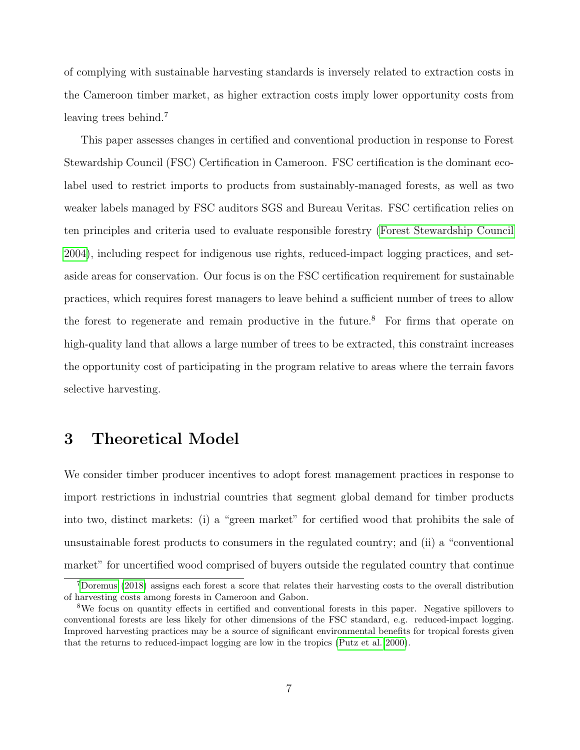of complying with sustainable harvesting standards is inversely related to extraction costs in the Cameroon timber market, as higher extraction costs imply lower opportunity costs from leaving trees behind.[7]

This paper assesses changes in certified and conventional production in response to Forest Stewardship Council (FSC) Certification in Cameroon. FSC certification is the dominant eco-label used to restrict imports to products from sustainably-managed forests, as well as two weaker labels managed by FSC auditors SGS and Bureau Veritas. FSC certification relies on ten principles and criteria used to evaluate responsible forestry (Forest Stewardship Council 2004), including respect for indigenous use rights, reduced-impact logging practices, and set-aside areas for conservation. Our focus is on the FSC certification requirement for sustainable practices, which requires forest managers to leave behind a sufficient number of trees to allow the forest to regenerate and remain productive in the future.[8] For firms that operate on high-quality land that allows a large number of trees to be extracted, this constraint increases the opportunity cost of participating in the program relative to areas where the terrain favors selective harvesting.

# 3 Theoretical Model

We consider timber producer incentives to adopt forest management practices in response to import restrictions in industrial countries that segment global demand for timber products into two, distinct markets: (i) a "green market" for certified wood that prohibits the sale of unsustainable forest products to consumers in the regulated country; and (ii) a "conventional market" for uncertified wood comprised of buyers outside the regulated country that continue

[7] Doremus (2018) assigns each forest a score that relates their harvesting costs to the overall distribution of harvesting costs among forests in Cameroon and Gabon.

[8] We focus on quantity effects in certified and conventional forests in this paper. Negative spillovers to conventional forests are less likely for other dimensions of the FSC standard, e.g. reduced-impact logging. Improved harvesting practices may be a source of significant environmental benefits for tropical forests given that the returns to reduced-impact logging are low in the tropics (Putz et al. 2000).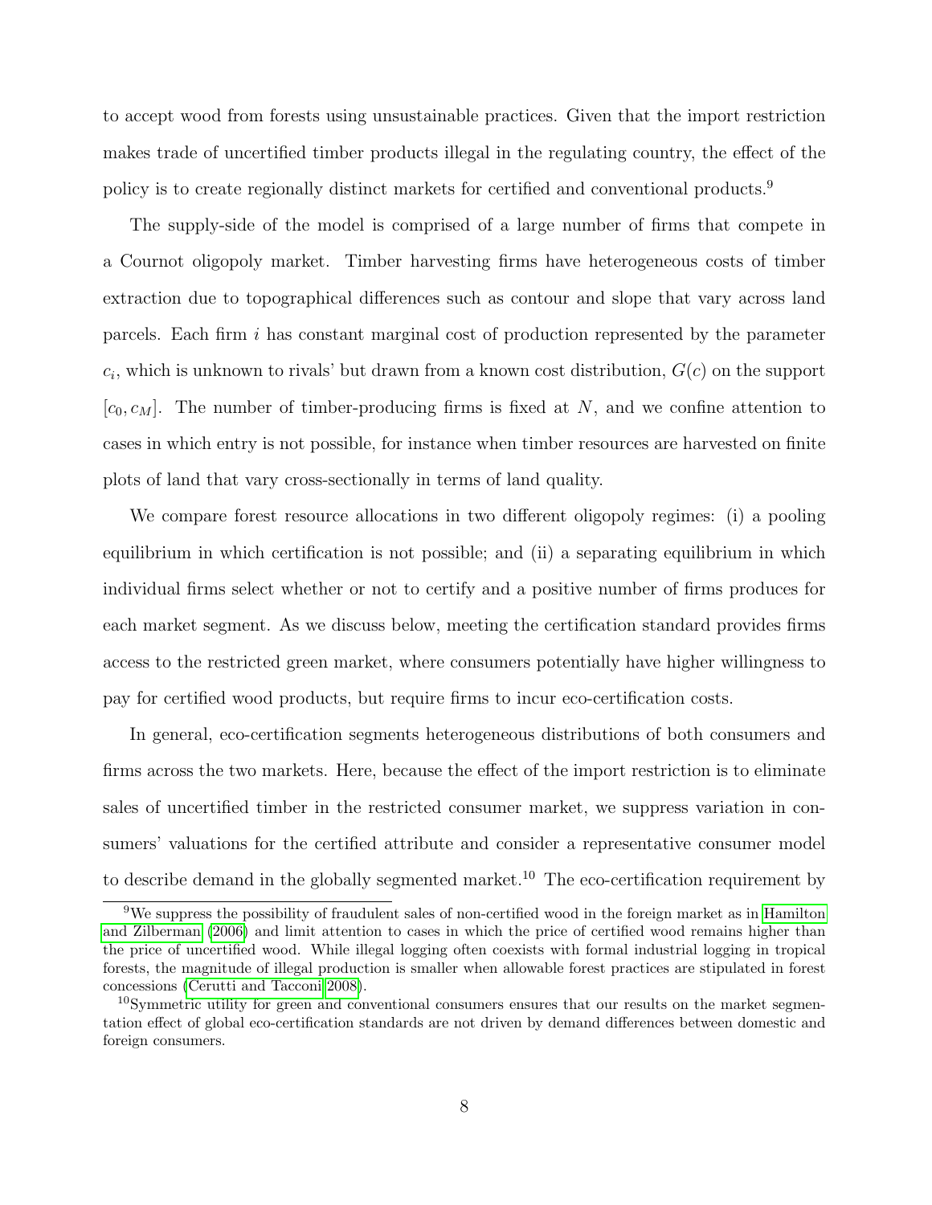to accept wood from forests using unsustainable practices. Given that the import restriction makes trade of uncertified timber products illegal in the regulating country, the effect of the policy is to create regionally distinct markets for certified and conventional products.[9]

The supply-side of the model is comprised of a large number of firms that compete in a Cournot oligopoly market. Timber harvesting firms have heterogeneous costs of timber extraction due to topographical differences such as contour and slope that vary across land parcels. Each firm $i$ has constant marginal cost of production represented by the parameter $c_i$, which is unknown to rivals' but drawn from a known cost distribution, $G(c)$ on the support $[c_0, c_M]$. The number of timber-producing firms is fixed at $N$, and we confine attention to cases in which entry is not possible, for instance when timber resources are harvested on finite plots of land that vary cross-sectionally in terms of land quality.

We compare forest resource allocations in two different oligopoly regimes: (i) a pooling equilibrium in which certification is not possible; and (ii) a separating equilibrium in which individual firms select whether or not to certify and a positive number of firms produces for each market segment. As we discuss below, meeting the certification standard provides firms access to the restricted green market, where consumers potentially have higher willingness to pay for certified wood products, but require firms to incur eco-certification costs.

In general, eco-certification segments heterogeneous distributions of both consumers and firms across the two markets. Here, because the effect of the import restriction is to eliminate sales of uncertified timber in the restricted consumer market, we suppress variation in consumers' valuations for the certified attribute and consider a representative consumer model to describe demand in the globally segmented market.[10] The eco-certification requirement by

[9] We suppress the possibility of fraudulent sales of non-certified wood in the foreign market as in Hamilton and Zilberman (2006) and limit attention to cases in which the price of certified wood remains higher than the price of uncertified wood. While illegal logging often coexists with formal industrial logging in tropical forests, the magnitude of illegal production is smaller when allowable forest practices are stipulated in forest concessions (Cerutti and Tacconi 2008).

[10] Symmetric utility for green and conventional consumers ensures that our results on the market segmentation effect of global eco-certification standards are not driven by demand differences between domestic and foreign consumers.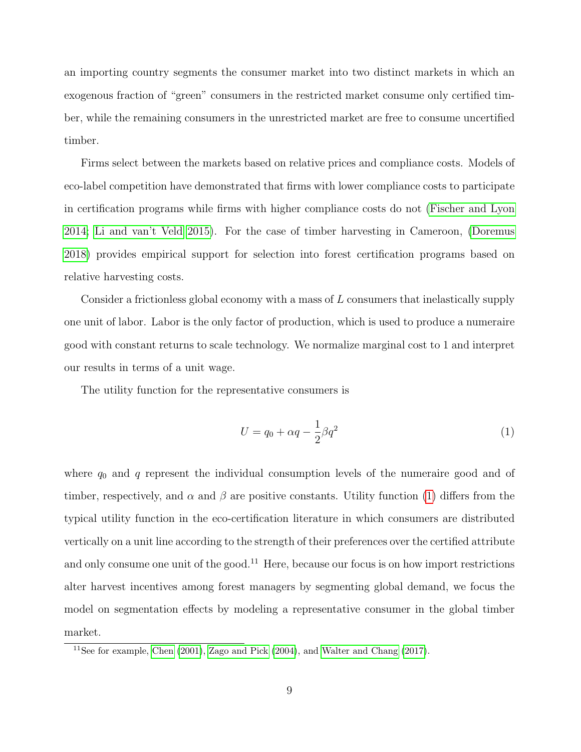an importing country segments the consumer market into two distinct markets in which an exogenous fraction of "green" consumers in the restricted market consume only certified timber, while the remaining consumers in the unrestricted market are free to consume uncertified timber.

Firms select between the markets based on relative prices and compliance costs. Models of eco-label competition have demonstrated that firms with lower compliance costs to participate in certification programs while firms with higher compliance costs do not (Fischer and Lyon 2014; Li and van't Veld 2015). For the case of timber harvesting in Cameroon, (Doremus 2018) provides empirical support for selection into forest certification programs based on relative harvesting costs.

Consider a frictionless global economy with a mass of $L$ consumers that inelastically supply one unit of labor. Labor is the only factor of production, which is used to produce a numeraire good with constant returns to scale technology. We normalize marginal cost to 1 and interpret our results in terms of a unit wage.

The utility function for the representative consumers is

$$U = q_0 + \alpha q - \frac{1}{2}\beta q^2 \tag{1}$$

where $q_0$ and $q$ represent the individual consumption levels of the numeraire good and of timber, respectively, and $\alpha$ and $\beta$ are positive constants. Utility function (1) differs from the typical utility function in the eco-certification literature in which consumers are distributed vertically on a unit line according to the strength of their preferences over the certified attribute and only consume one unit of the good.[11] Here, because our focus is on how import restrictions alter harvest incentives among forest managers by segmenting global demand, we focus the model on segmentation effects by modeling a representative consumer in the global timber market.

[11] See for example, Chen (2001), Zago and Pick (2004), and Walter and Chang (2017).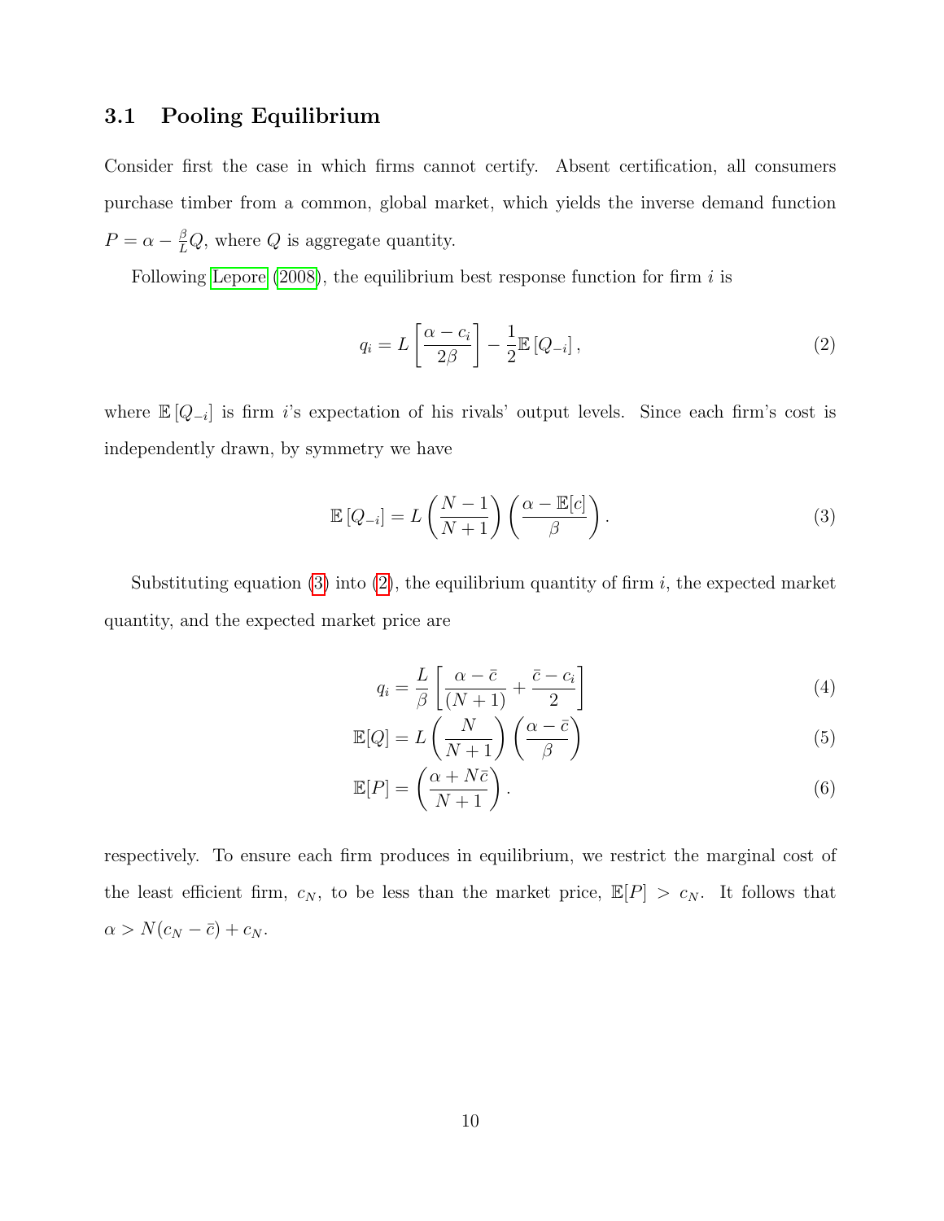### 3.1 Pooling Equilibrium

Consider first the case in which firms cannot certify. Absent certification, all consumers purchase timber from a common, global market, which yields the inverse demand function $P = \alpha - \frac{\beta}{L}Q$, where $Q$ is aggregate quantity.

Following Lepore (2008), the equilibrium best response function for firm $i$ is

$$q_i = L\left[\frac{\alpha - c_i}{2\beta}\right] - \frac{1}{2}\mathbb{E}\left[Q_{-i}\right], \tag{2}$$

where $\mathbb{E}\left[Q_{-i}\right]$ is firm $i$'s expectation of his rivals' output levels. Since each firm's cost is independently drawn, by symmetry we have

$$\mathbb{E}\left[Q_{-i}\right] = L\left(\frac{N-1}{N+1}\right)\left(\frac{\alpha - \mathbb{E}[c]}{\beta}\right). \tag{3}$$

Substituting equation (3) into (2), the equilibrium quantity of firm $i$, the expected market quantity, and the expected market price are

$$q_i = \frac{L}{\beta}\left[\frac{\alpha - \bar{c}}{(N+1)} + \frac{\bar{c} - c_i}{2}\right] \tag{4}$$

$$\mathbb{E}[Q] = L\left(\frac{N}{N+1}\right)\left(\frac{\alpha - \bar{c}}{\beta}\right) \tag{5}$$

$$\mathbb{E}[P] = \left(\frac{\alpha + N\bar{c}}{N+1}\right). \tag{6}$$

respectively. To ensure each firm produces in equilibrium, we restrict the marginal cost of the least efficient firm, $c_N$, to be less than the market price, $\mathbb{E}[P] > c_N$. It follows that $\alpha > N(c_N - \bar{c}) + c_N$.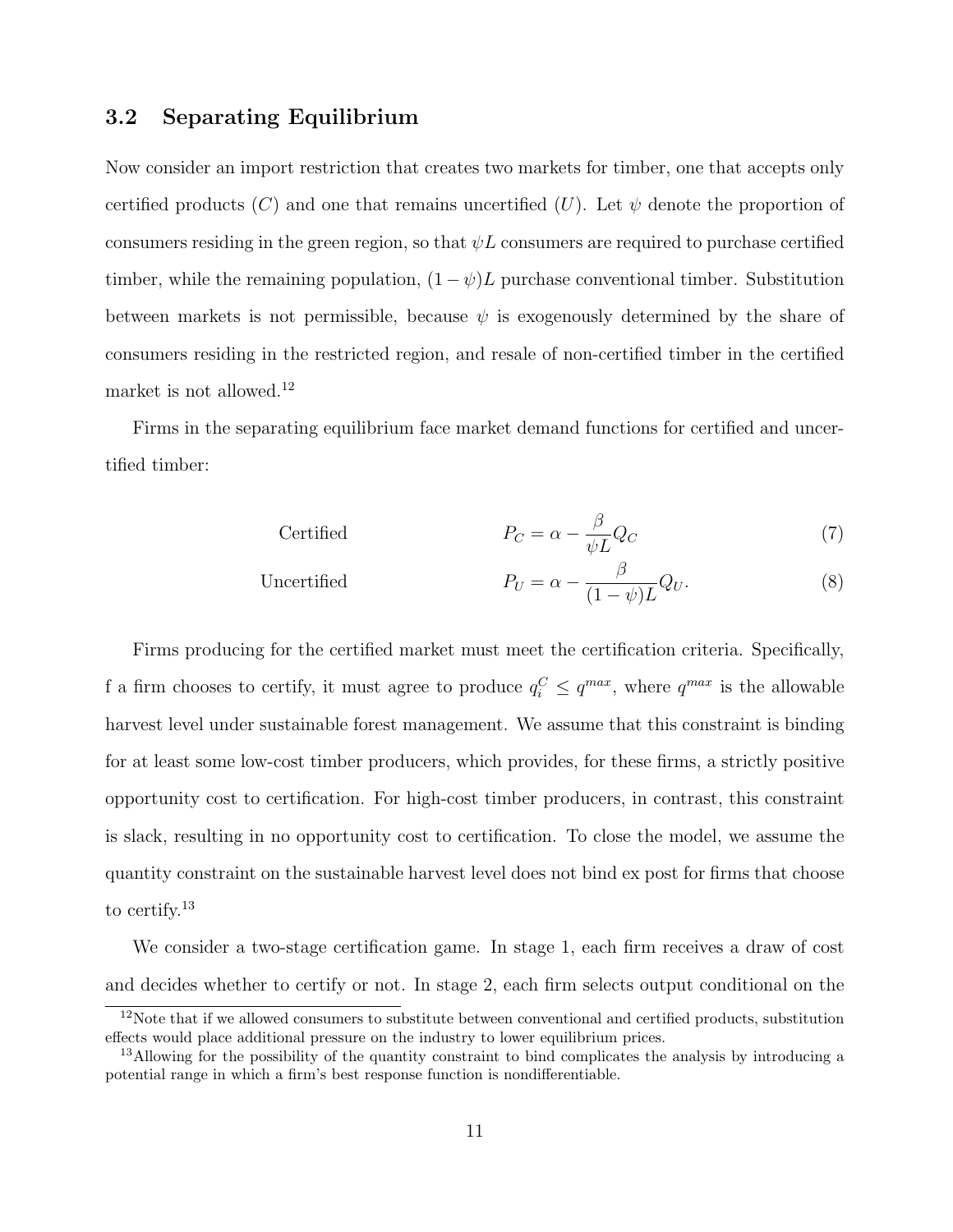### 3.2 Separating Equilibrium

Now consider an import restriction that creates two markets for timber, one that accepts only certified products ($C$) and one that remains uncertified ($U$). Let $\psi$ denote the proportion of consumers residing in the green region, so that $\psi L$ consumers are required to purchase certified timber, while the remaining population, $(1-\psi)L$ purchase conventional timber. Substitution between markets is not permissible, because $\psi$ is exogenously determined by the share of consumers residing in the restricted region, and resale of non-certified timber in the certified market is not allowed.[12]

Firms in the separating equilibrium face market demand functions for certified and uncertified timber:

$$\text{Certified} \qquad P_C = \alpha - \frac{\beta}{\psi L} Q_C \tag{7}$$

$$\text{Uncertified} \qquad P_U = \alpha - \frac{\beta}{(1-\psi)L} Q_U. \tag{8}$$

Firms producing for the certified market must meet the certification criteria. Specifically, f a firm chooses to certify, it must agree to produce $q_i^C \leq q^{max}$, where $q^{max}$ is the allowable harvest level under sustainable forest management. We assume that this constraint is binding for at least some low-cost timber producers, which provides, for these firms, a strictly positive opportunity cost to certification. For high-cost timber producers, in contrast, this constraint is slack, resulting in no opportunity cost to certification. To close the model, we assume the quantity constraint on the sustainable harvest level does not bind ex post for firms that choose to certify.[13]

We consider a two-stage certification game. In stage 1, each firm receives a draw of cost and decides whether to certify or not. In stage 2, each firm selects output conditional on the

[12] Note that if we allowed consumers to substitute between conventional and certified products, substitution effects would place additional pressure on the industry to lower equilibrium prices.

[13] Allowing for the possibility of the quantity constraint to bind complicates the analysis by introducing a potential range in which a firm's best response function is nondifferentiable.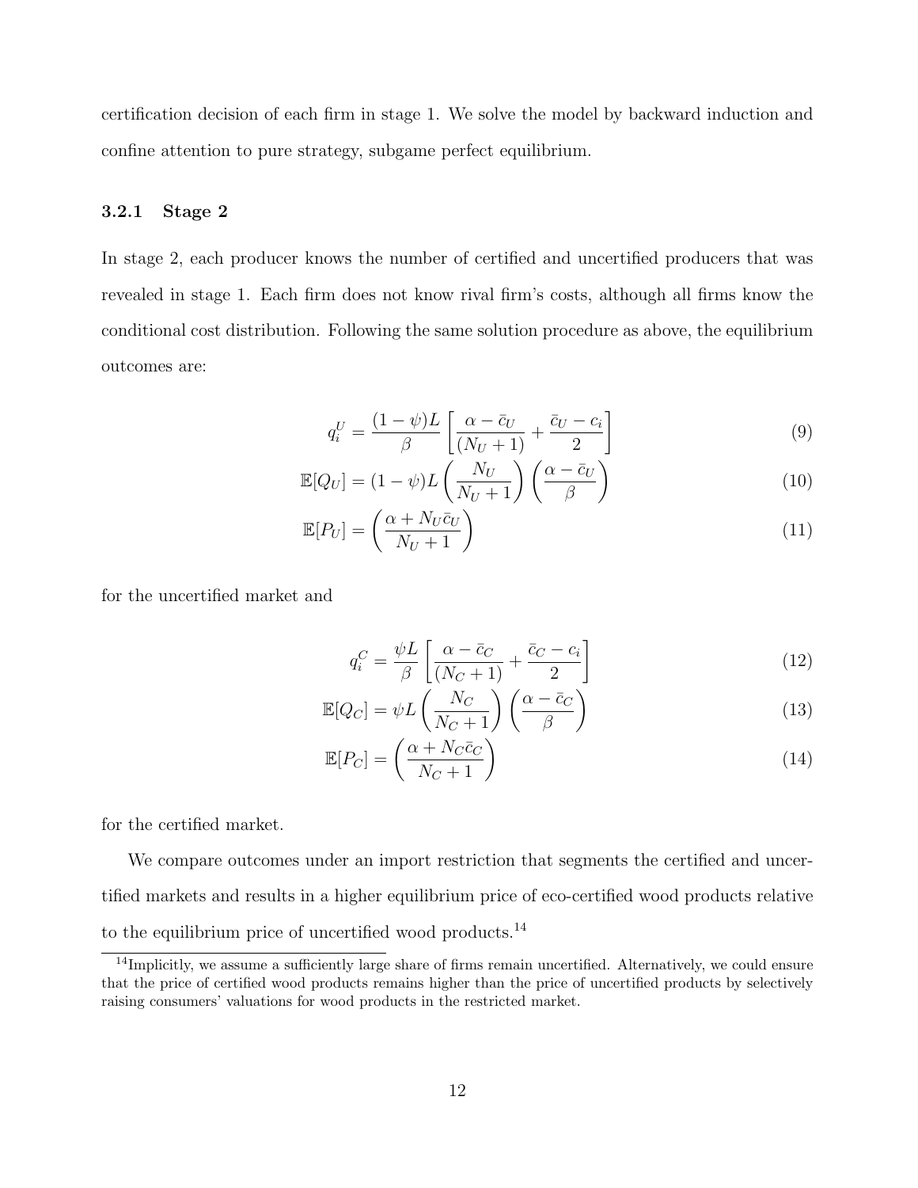certification decision of each firm in stage 1. We solve the model by backward induction and confine attention to pure strategy, subgame perfect equilibrium.

### 3.2.1 Stage 2

In stage 2, each producer knows the number of certified and uncertified producers that was revealed in stage 1. Each firm does not know rival firm's costs, although all firms know the conditional cost distribution. Following the same solution procedure as above, the equilibrium outcomes are:

$$q_i^U = \frac{(1-\psi)L}{\beta}\left[\frac{\alpha - \bar{c}_U}{(N_U+1)} + \frac{\bar{c}_U - c_i}{2}\right] \tag{9}$$

$$\mathbb{E}[Q_U] = (1-\psi)L\left(\frac{N_U}{N_U+1}\right)\left(\frac{\alpha - \bar{c}_U}{\beta}\right) \tag{10}$$

$$\mathbb{E}[P_U] = \left(\frac{\alpha + N_U\bar{c}_U}{N_U+1}\right) \tag{11}$$

for the uncertified market and

$$q_i^C = \frac{\psi L}{\beta}\left[\frac{\alpha - \bar{c}_C}{(N_C+1)} + \frac{\bar{c}_C - c_i}{2}\right] \tag{12}$$

$$\mathbb{E}[Q_C] = \psi L\left(\frac{N_C}{N_C+1}\right)\left(\frac{\alpha - \bar{c}_C}{\beta}\right) \tag{13}$$

$$\mathbb{E}[P_C] = \left(\frac{\alpha + N_C\bar{c}_C}{N_C+1}\right) \tag{14}$$

for the certified market.

We compare outcomes under an import restriction that segments the certified and uncertified markets and results in a higher equilibrium price of eco-certified wood products relative to the equilibrium price of uncertified wood products.[14]

[14] Implicitly, we assume a sufficiently large share of firms remain uncertified. Alternatively, we could ensure that the price of certified wood products remains higher than the price of uncertified products by selectively raising consumers' valuations for wood products in the restricted market.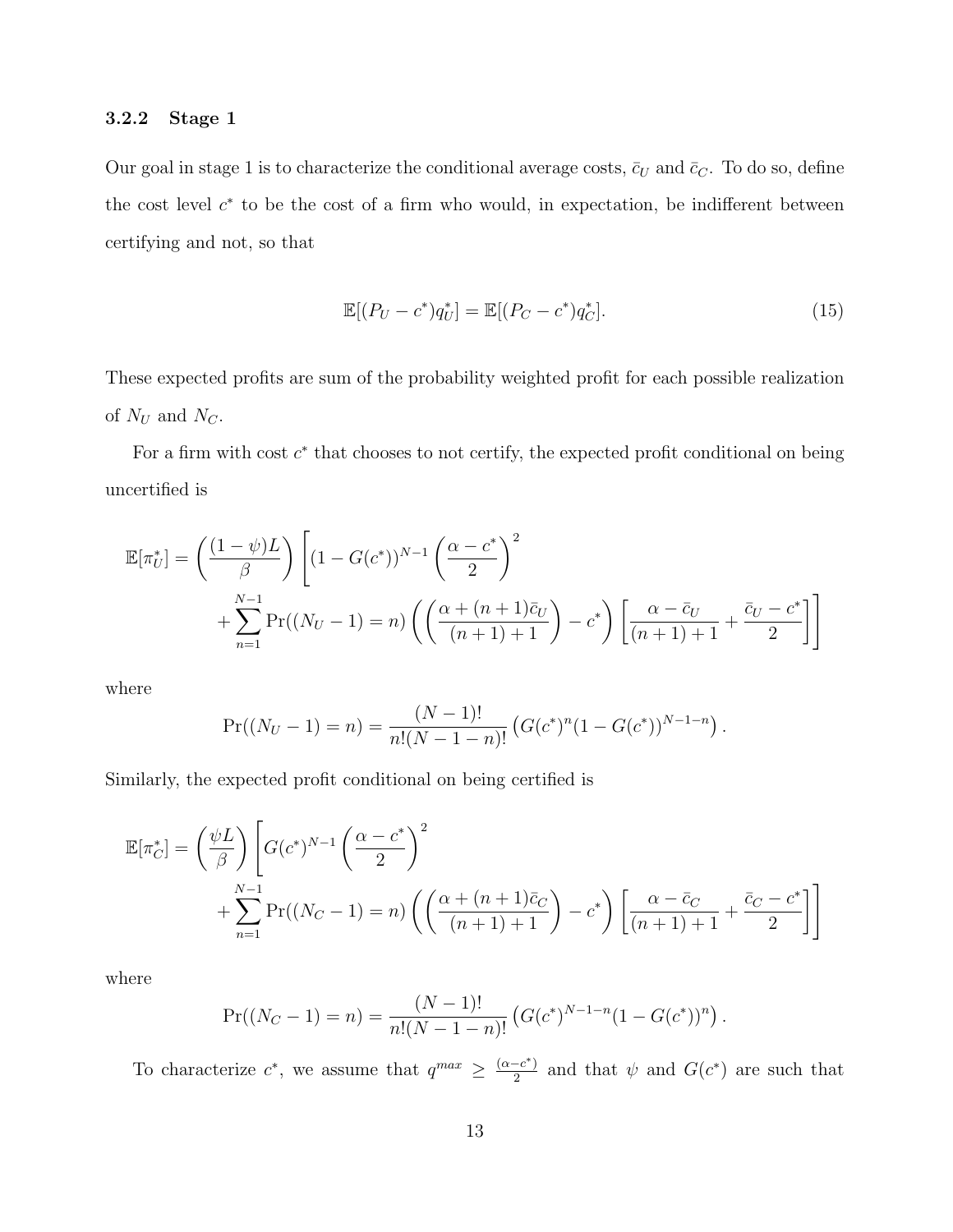### 3.2.2 Stage 1

Our goal in stage 1 is to characterize the conditional average costs, $\bar{c}_U$ and $\bar{c}_C$. To do so, define the cost level $c^*$ to be the cost of a firm who would, in expectation, be indifferent between certifying and not, so that

$$\mathbb{E}[(P_U - c^*)q_U^*] = \mathbb{E}[(P_C - c^*)q_C^*]. \tag{15}$$

These expected profits are sum of the probability weighted profit for each possible realization of $N_U$ and $N_C$.

For a firm with cost $c^*$ that chooses to not certify, the expected profit conditional on being uncertified is

$$\begin{aligned}\mathbb{E}[\pi_U^*] = \left(\frac{(1-\psi)L}{\beta}\right)\Bigg[&(1-G(c^*))^{N-1}\left(\frac{\alpha - c^*}{2}\right)^2 \\ &+ \sum_{n=1}^{N-1} \Pr((N_U - 1) = n)\left(\left(\frac{\alpha + (n+1)\bar{c}_U}{(n+1)+1}\right) - c^*\right)\left[\frac{\alpha - \bar{c}_U}{(n+1)+1} + \frac{\bar{c}_U - c^*}{2}\right]\Bigg]\end{aligned}$$

where

$$\Pr((N_U - 1) = n) = \frac{(N-1)!}{n!(N-1-n)!}\left(G(c^*)^n(1-G(c^*))^{N-1-n}\right).$$

Similarly, the expected profit conditional on being certified is

$$\begin{aligned}\mathbb{E}[\pi_C^*] = \left(\frac{\psi L}{\beta}\right)\Bigg[&G(c^*)^{N-1}\left(\frac{\alpha - c^*}{2}\right)^2 \\ &+ \sum_{n=1}^{N-1} \Pr((N_C - 1) = n)\left(\left(\frac{\alpha + (n+1)\bar{c}_C}{(n+1)+1}\right) - c^*\right)\left[\frac{\alpha - \bar{c}_C}{(n+1)+1} + \frac{\bar{c}_C - c^*}{2}\right]\Bigg]\end{aligned}$$

where

$$\Pr((N_C - 1) = n) = \frac{(N-1)!}{n!(N-1-n)!}\left(G(c^*)^{N-1-n}(1-G(c^*))^n\right).$$

To characterize $c^*$, we assume that $q^{max} \geq \frac{(\alpha - c^*)}{2}$ and that $\psi$ and $G(c^*)$ are such that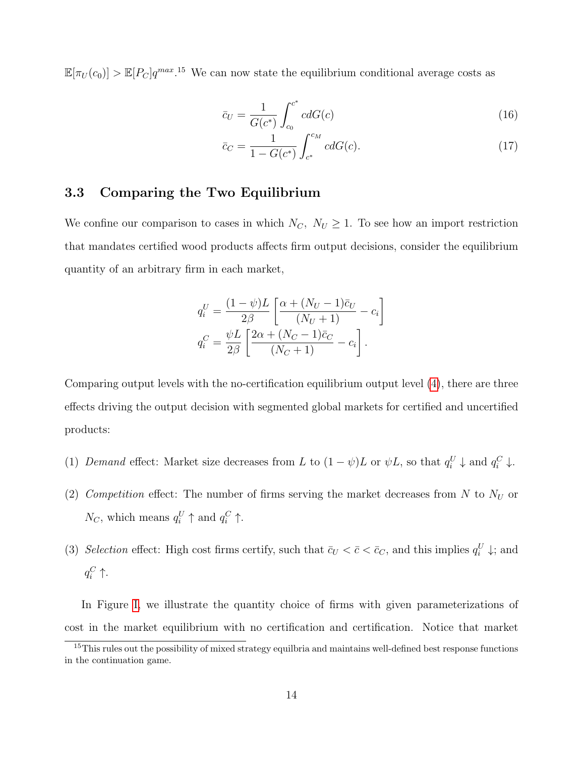$\mathbb{E}[\pi_U(c_0)] > \mathbb{E}[P_C]q^{max}$.[15] We can now state the equilibrium conditional average costs as

$$\bar{c}_U = \frac{1}{G(c^*)} \int_{c_0}^{c^*} c dG(c) \tag{16}$$

$$\bar{c}_C = \frac{1}{1 - G(c^*)} \int_{c^*}^{c_M} c dG(c). \tag{17}$$

### 3.3 Comparing the Two Equilibrium

We confine our comparison to cases in which $N_C,\ N_U \geq 1$. To see how an import restriction that mandates certified wood products affects firm output decisions, consider the equilibrium quantity of an arbitrary firm in each market,

$$q_i^U = \frac{(1-\psi)L}{2\beta} \left[ \frac{\alpha + (N_U - 1)\bar{c}_U}{(N_U + 1)} - c_i \right]$$
$$q_i^C = \frac{\psi L}{2\beta} \left[ \frac{2\alpha + (N_C - 1)\bar{c}_C}{(N_C + 1)} - c_i \right].$$

Comparing output levels with the no-certification equilibrium output level (4), there are three effects driving the output decision with segmented global markets for certified and uncertified products:

(1) *Demand* effect: Market size decreases from $L$ to $(1-\psi)L$ or $\psi L$, so that $q_i^U \downarrow$ and $q_i^C \downarrow$.

(2) *Competition* effect: The number of firms serving the market decreases from $N$ to $N_U$ or $N_C$, which means $q_i^U \uparrow$ and $q_i^C \uparrow$.

(3) *Selection* effect: High cost firms certify, such that $\bar{c}_U < \bar{c} < \bar{c}_C$, and this implies $q_i^U \downarrow$; and $q_i^C \uparrow$.

In Figure I, we illustrate the quantity choice of firms with given parameterizations of cost in the market equilibrium with no certification and certification. Notice that market

[15] This rules out the possibility of mixed strategy equilbria and maintains well-defined best response functions in the continuation game.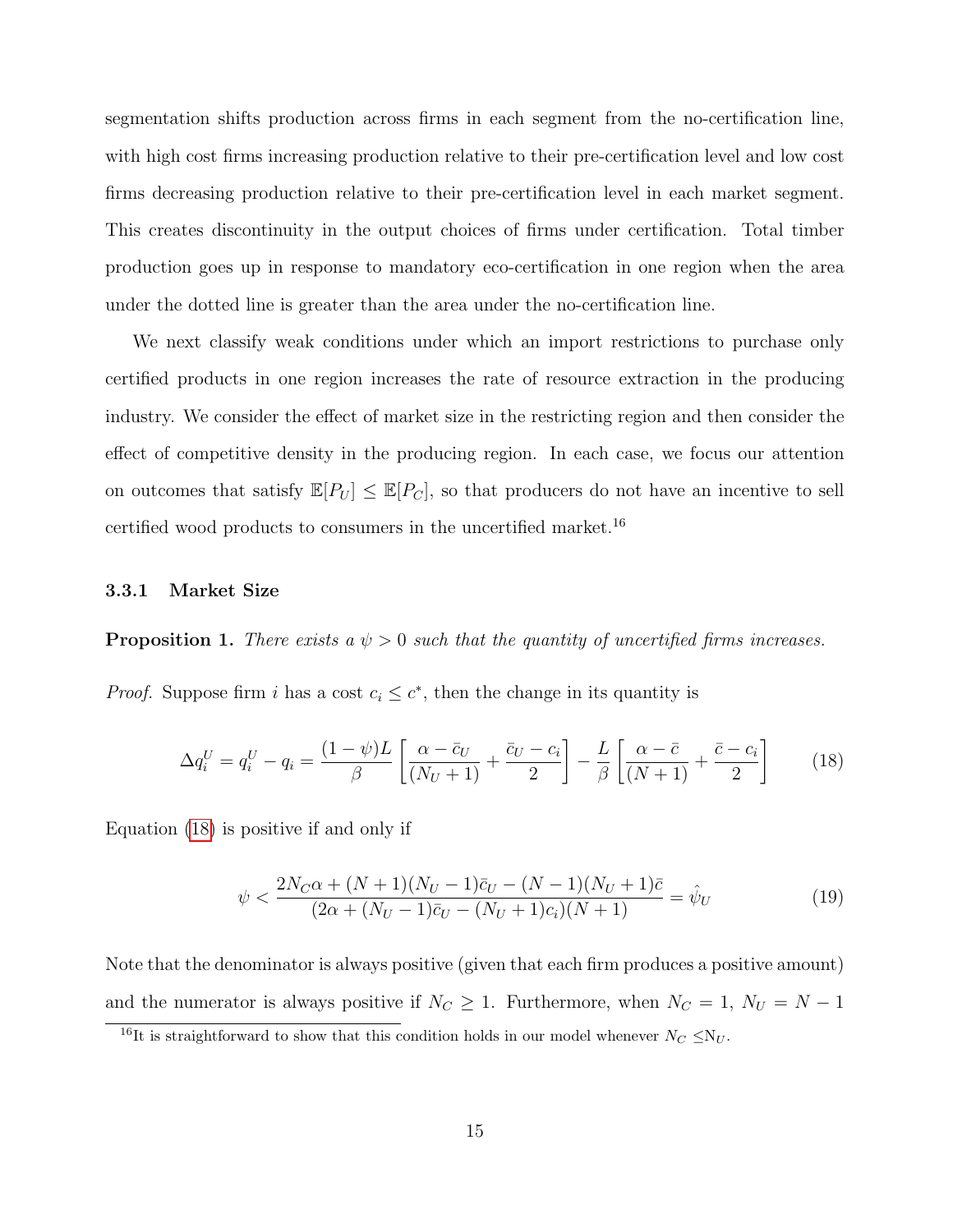segmentation shifts production across firms in each segment from the no-certification line, with high cost firms increasing production relative to their pre-certification level and low cost firms decreasing production relative to their pre-certification level in each market segment. This creates discontinuity in the output choices of firms under certification. Total timber production goes up in response to mandatory eco-certification in one region when the area under the dotted line is greater than the area under the no-certification line.

We next classify weak conditions under which an import restrictions to purchase only certified products in one region increases the rate of resource extraction in the producing industry. We consider the effect of market size in the restricting region and then consider the effect of competitive density in the producing region. In each case, we focus our attention on outcomes that satisfy $\mathbb{E}[P_U] \leq \mathbb{E}[P_C]$, so that producers do not have an incentive to sell certified wood products to consumers in the uncertified market.[16]

### 3.3.1 Market Size

**Proposition 1.** *There exists a $\psi > 0$ such that the quantity of uncertified firms increases.*

*Proof.* Suppose firm $i$ has a cost $c_i \leq c^*$, then the change in its quantity is

$$\Delta q_i^U = q_i^U - q_i = \frac{(1-\psi)L}{\beta}\left[\frac{\alpha - \bar{c}_U}{(N_U+1)} + \frac{\bar{c}_U - c_i}{2}\right] - \frac{L}{\beta}\left[\frac{\alpha - \bar{c}}{(N+1)} + \frac{\bar{c} - c_i}{2}\right] \tag{18}$$

Equation (18) is positive if and only if

$$\psi < \frac{2N_C\alpha + (N+1)(N_U-1)\bar{c}_U - (N-1)(N_U+1)\bar{c}}{(2\alpha + (N_U-1)\bar{c}_U - (N_U+1)c_i)(N+1)} = \hat{\psi}_U \tag{19}$$

Note that the denominator is always positive (given that each firm produces a positive amount) and the numerator is always positive if $N_C \geq 1$. Furthermore, when $N_C = 1$, $N_U = N - 1$

[16] It is straightforward to show that this condition holds in our model whenever $N_C \leq N_U$.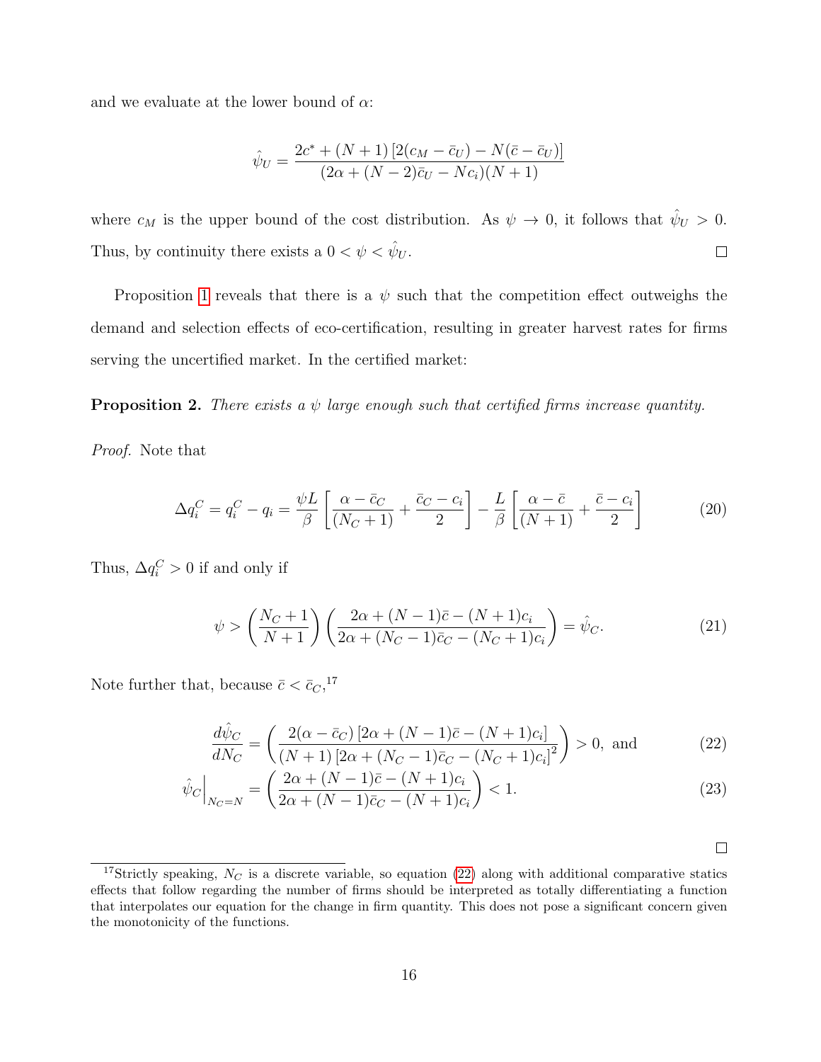and we evaluate at the lower bound of $\alpha$:

$$\hat{\psi}_U = \frac{2c^* + (N+1)\left[2(c_M - \bar{c}_U) - N(\bar{c} - \bar{c}_U)\right]}{(2\alpha + (N-2)\bar{c}_U - Nc_i)(N+1)}$$

where $c_M$ is the upper bound of the cost distribution. As $\psi \to 0$, it follows that $\hat{\psi}_U > 0$. Thus, by continuity there exists a $0 < \psi < \hat{\psi}_U$. □

Proposition 1 reveals that there is a $\psi$ such that the competition effect outweighs the demand and selection effects of eco-certification, resulting in greater harvest rates for firms serving the uncertified market. In the certified market:

**Proposition 2.** *There exists a $\psi$ large enough such that certified firms increase quantity.*

*Proof.* Note that

$$\Delta q_i^C = q_i^C - q_i = \frac{\psi L}{\beta}\left[\frac{\alpha - \bar{c}_C}{(N_C+1)} + \frac{\bar{c}_C - c_i}{2}\right] - \frac{L}{\beta}\left[\frac{\alpha - \bar{c}}{(N+1)} + \frac{\bar{c} - c_i}{2}\right] \tag{20}$$

Thus, $\Delta q_i^C > 0$ if and only if

$$\psi > \left(\frac{N_C+1}{N+1}\right)\left(\frac{2\alpha + (N-1)\bar{c} - (N+1)c_i}{2\alpha + (N_C-1)\bar{c}_C - (N_C+1)c_i}\right) = \hat{\psi}_C. \tag{21}$$

Note further that, because $\bar{c} < \bar{c}_C$,[17]

$$\frac{d\hat{\psi}_C}{dN_C} = \left(\frac{2(\alpha - \bar{c}_C)\left[2\alpha + (N-1)\bar{c} - (N+1)c_i\right]}{(N+1)\left[2\alpha + (N_C-1)\bar{c}_C - (N_C+1)c_i\right]^2}\right) > 0, \text{ and} \tag{22}$$

$$\hat{\psi}_C\Big|_{N_C=N} = \left(\frac{2\alpha + (N-1)\bar{c} - (N+1)c_i}{2\alpha + (N-1)\bar{c}_C - (N+1)c_i}\right) < 1. \tag{23}$$

□

[17] Strictly speaking, $N_C$ is a discrete variable, so equation (22) along with additional comparative statics effects that follow regarding the number of firms should be interpreted as totally differentiating a function that interpolates our equation for the change in firm quantity. This does not pose a significant concern given the monotonicity of the functions.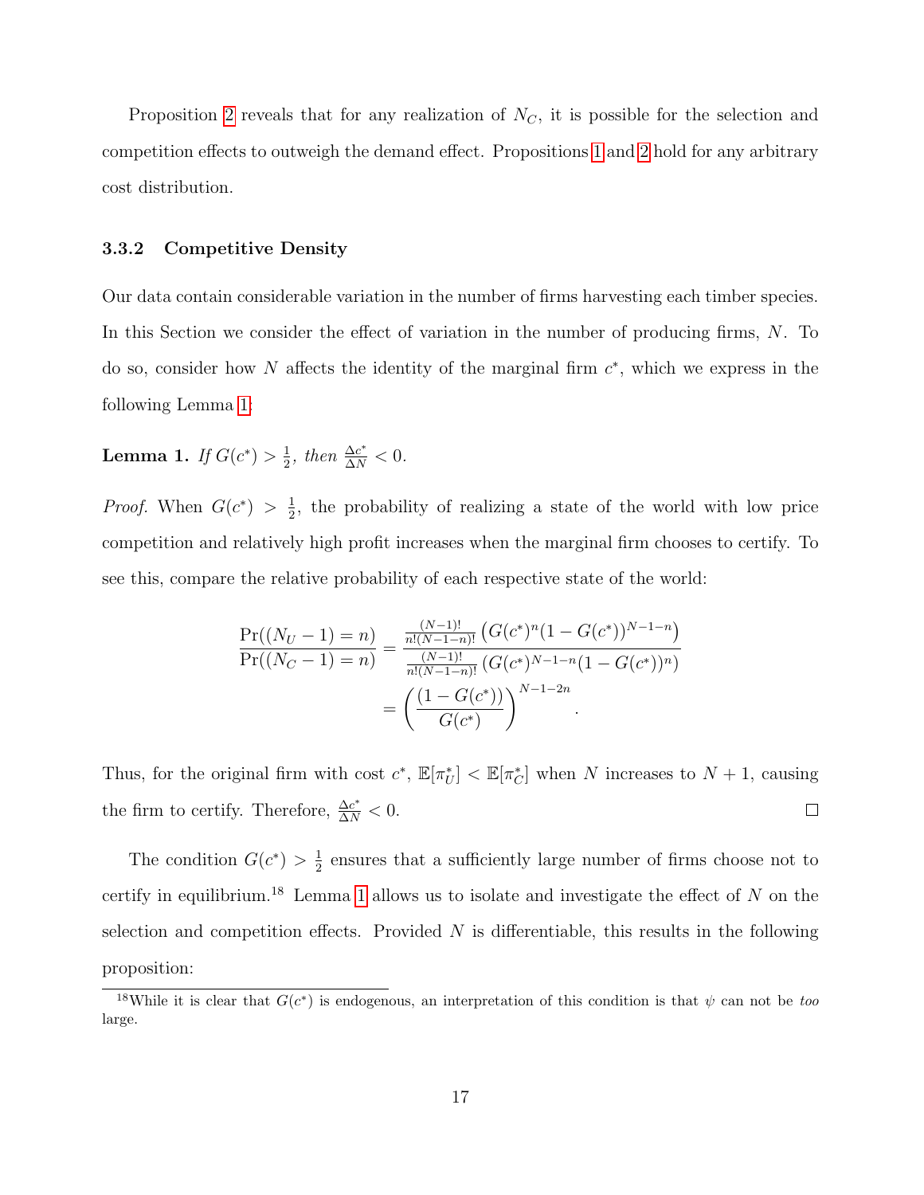Proposition 2 reveals that for any realization of $N_C$, it is possible for the selection and competition effects to outweigh the demand effect. Propositions 1 and 2 hold for any arbitrary cost distribution.

### 3.3.2 Competitive Density

Our data contain considerable variation in the number of firms harvesting each timber species. In this Section we consider the effect of variation in the number of producing firms, $N$. To do so, consider how $N$ affects the identity of the marginal firm $c^*$, which we express in the following Lemma 1:

**Lemma 1.** *If $G(c^*) > \frac{1}{2}$, then $\frac{\Delta c^*}{\Delta N} < 0$.*

*Proof.* When $G(c^*) > \frac{1}{2}$, the probability of realizing a state of the world with low price competition and relatively high profit increases when the marginal firm chooses to certify. To see this, compare the relative probability of each respective state of the world:

$$\frac{\Pr((N_U - 1) = n)}{\Pr((N_C - 1) = n)} = \frac{\frac{(N-1)!}{n!(N-1-n)!}\left(G(c^*)^n(1-G(c^*))^{N-1-n}\right)}{\frac{(N-1)!}{n!(N-1-n)!}\left(G(c^*)^{N-1-n}(1-G(c^*))^n\right)}$$
$$= \left(\frac{(1-G(c^*))}{G(c^*)}\right)^{N-1-2n}.$$

Thus, for the original firm with cost $c^*$, $\mathbb{E}[\pi_U^*] < \mathbb{E}[\pi_C^*]$ when $N$ increases to $N+1$, causing the firm to certify. Therefore, $\frac{\Delta c^*}{\Delta N} < 0$. $\square$

The condition $G(c^*) > \frac{1}{2}$ ensures that a sufficiently large number of firms choose not to certify in equilibrium.[18] Lemma 1 allows us to isolate and investigate the effect of $N$ on the selection and competition effects. Provided $N$ is differentiable, this results in the following proposition:

[18] While it is clear that $G(c^*)$ is endogenous, an interpretation of this condition is that $\psi$ can not be *too* large.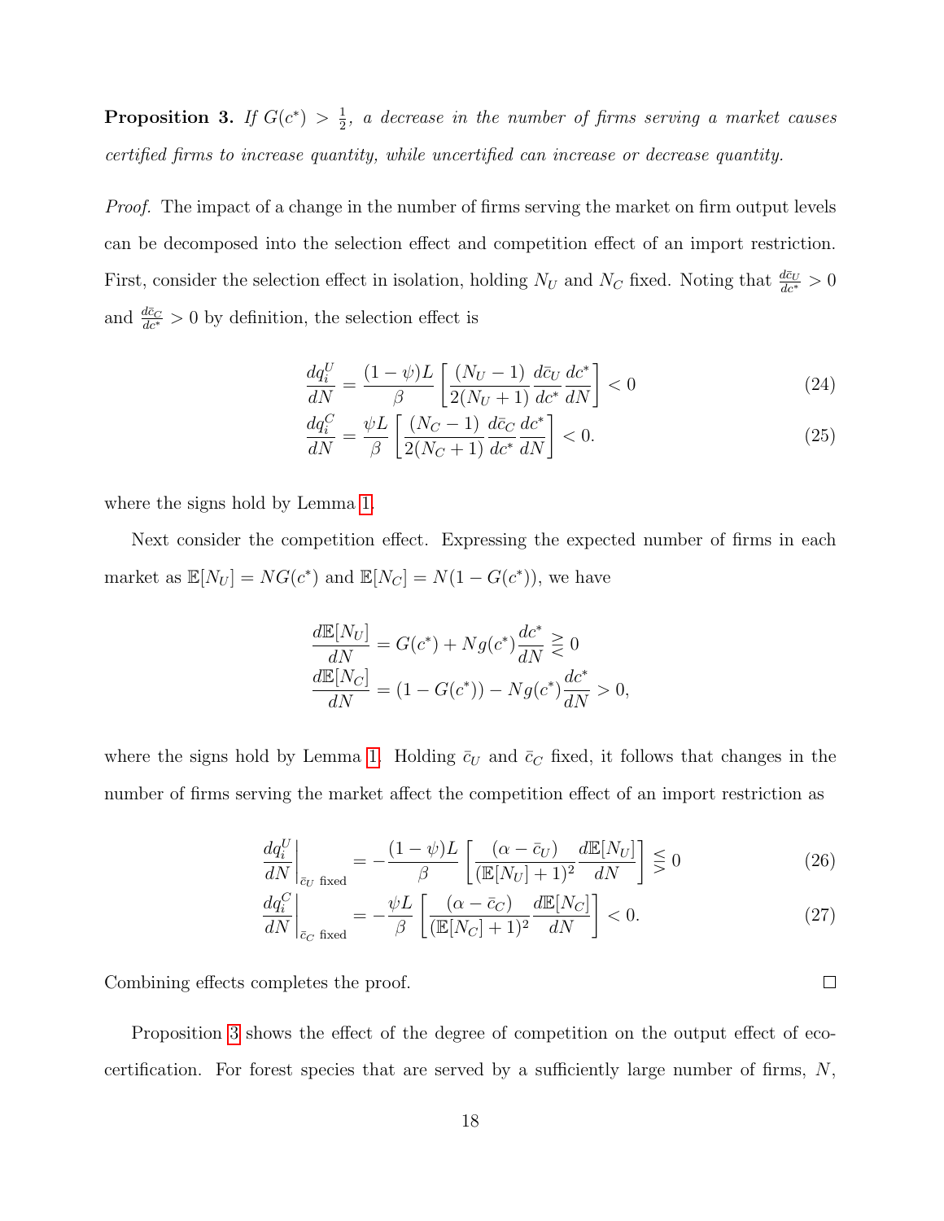**Proposition 3.** *If $G(c^*) > \frac{1}{2}$, a decrease in the number of firms serving a market causes certified firms to increase quantity, while uncertified can increase or decrease quantity.*

*Proof.* The impact of a change in the number of firms serving the market on firm output levels can be decomposed into the selection effect and competition effect of an import restriction. First, consider the selection effect in isolation, holding $N_U$ and $N_C$ fixed. Noting that $\frac{d\bar{c}_U}{dc^*} > 0$ and $\frac{d\bar{c}_C}{dc^*} > 0$ by definition, the selection effect is

$$\frac{dq_i^U}{dN} = \frac{(1-\psi)L}{\beta}\left[\frac{(N_U - 1)}{2(N_U+1)}\frac{d\bar{c}_U}{dc^*}\frac{dc^*}{dN}\right] < 0 \tag{24}$$

$$\frac{dq_i^C}{dN} = \frac{\psi L}{\beta}\left[\frac{(N_C - 1)}{2(N_C+1)}\frac{d\bar{c}_C}{dc^*}\frac{dc^*}{dN}\right] < 0. \tag{25}$$

where the signs hold by Lemma 1.

Next consider the competition effect. Expressing the expected number of firms in each market as $\mathbb{E}[N_U] = NG(c^*)$ and $\mathbb{E}[N_C] = N(1 - G(c^*))$, we have

$$\frac{d\mathbb{E}[N_U]}{dN} = G(c^*) + Ng(c^*)\frac{dc^*}{dN} \gtreqless 0$$

$$\frac{d\mathbb{E}[N_C]}{dN} = (1 - G(c^*)) - Ng(c^*)\frac{dc^*}{dN} > 0,$$

where the signs hold by Lemma 1. Holding $\bar{c}_U$ and $\bar{c}_C$ fixed, it follows that changes in the number of firms serving the market affect the competition effect of an import restriction as

$$\left.\frac{dq_i^U}{dN}\right|_{\bar{c}_U \text{ fixed}} = -\frac{(1-\psi)L}{\beta}\left[\frac{(\alpha - \bar{c}_U)}{(\mathbb{E}[N_U]+1)^2}\frac{d\mathbb{E}[N_U]}{dN}\right] \lesseqgtr 0 \tag{26}$$

$$\left.\frac{dq_i^C}{dN}\right|_{\bar{c}_C \text{ fixed}} = -\frac{\psi L}{\beta}\left[\frac{(\alpha - \bar{c}_C)}{(\mathbb{E}[N_C]+1)^2}\frac{d\mathbb{E}[N_C]}{dN}\right] < 0. \tag{27}$$

Combining effects completes the proof. □

Proposition 3 shows the effect of the degree of competition on the output effect of eco-certification. For forest species that are served by a sufficiently large number of firms, $N$,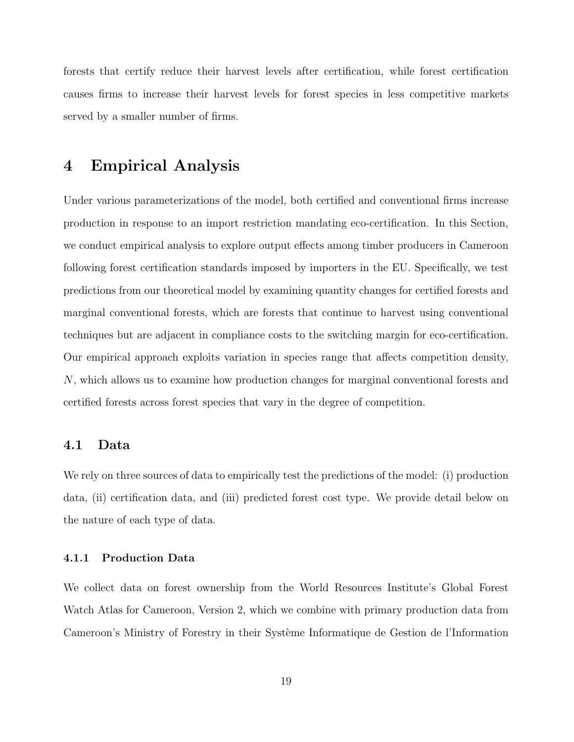forests that certify reduce their harvest levels after certification, while forest certification causes firms to increase their harvest levels for forest species in less competitive markets served by a smaller number of firms.

# 4 Empirical Analysis

Under various parameterizations of the model, both certified and conventional firms increase production in response to an import restriction mandating eco-certification. In this Section, we conduct empirical analysis to explore output effects among timber producers in Cameroon following forest certification standards imposed by importers in the EU. Specifically, we test predictions from our theoretical model by examining quantity changes for certified forests and marginal conventional forests, which are forests that continue to harvest using conventional techniques but are adjacent in compliance costs to the switching margin for eco-certification. Our empirical approach exploits variation in species range that affects competition density, $N$, which allows us to examine how production changes for marginal conventional forests and certified forests across forest species that vary in the degree of competition.

## 4.1 Data

We rely on three sources of data to empirically test the predictions of the model: (i) production data, (ii) certification data, and (iii) predicted forest cost type. We provide detail below on the nature of each type of data.

### 4.1.1 Production Data

We collect data on forest ownership from the World Resources Institute's Global Forest Watch Atlas for Cameroon, Version 2, which we combine with primary production data from Cameroon's Ministry of Forestry in their Système Informatique de Gestion de l'Information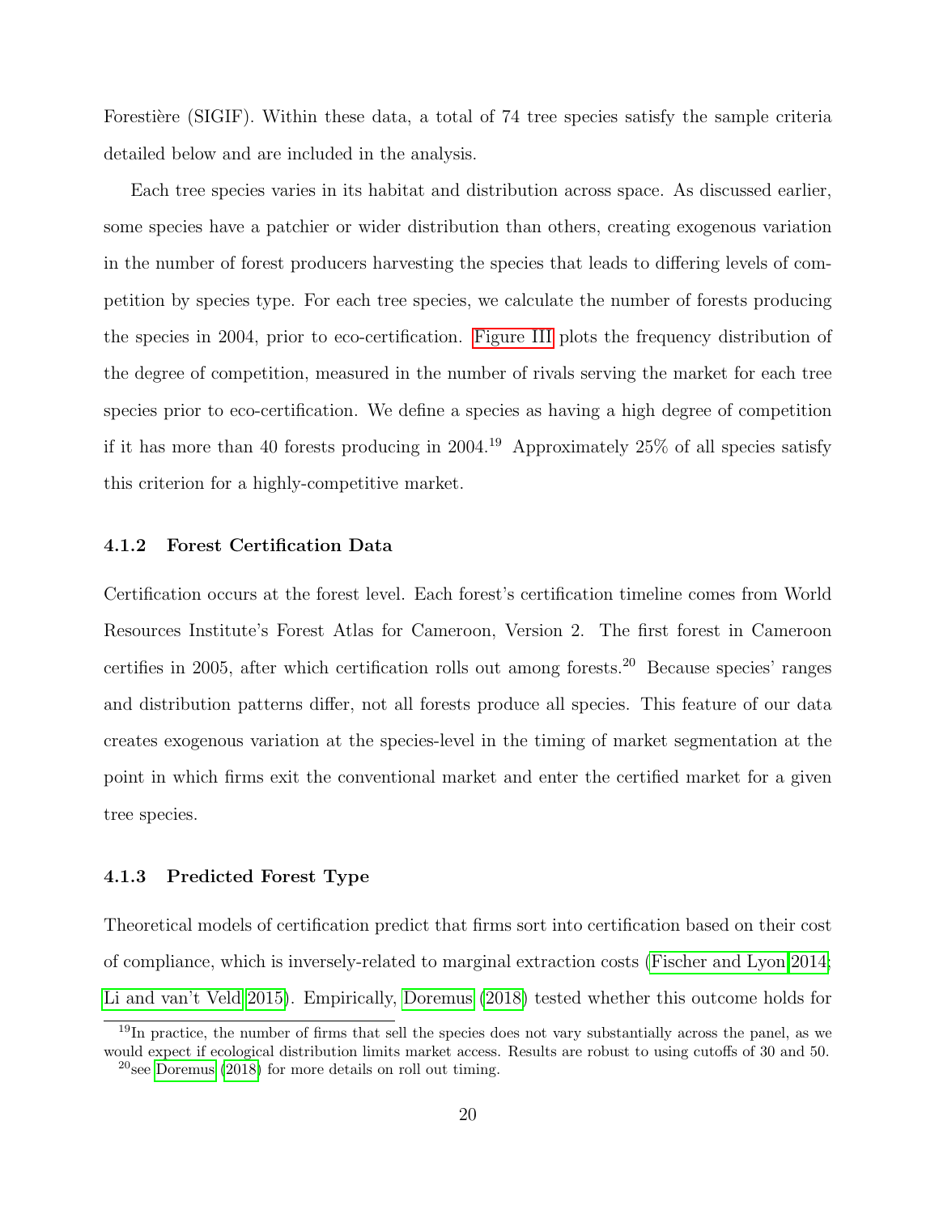Forestière (SIGIF). Within these data, a total of 74 tree species satisfy the sample criteria detailed below and are included in the analysis.

Each tree species varies in its habitat and distribution across space. As discussed earlier, some species have a patchier or wider distribution than others, creating exogenous variation in the number of forest producers harvesting the species that leads to differing levels of competition by species type. For each tree species, we calculate the number of forests producing the species in 2004, prior to eco-certification. Figure III plots the frequency distribution of the degree of competition, measured in the number of rivals serving the market for each tree species prior to eco-certification. We define a species as having a high degree of competition if it has more than 40 forests producing in 2004.[19] Approximately 25% of all species satisfy this criterion for a highly-competitive market.

#### 4.1.2 Forest Certification Data

Certification occurs at the forest level. Each forest's certification timeline comes from World Resources Institute's Forest Atlas for Cameroon, Version 2. The first forest in Cameroon certifies in 2005, after which certification rolls out among forests.[20] Because species' ranges and distribution patterns differ, not all forests produce all species. This feature of our data creates exogenous variation at the species-level in the timing of market segmentation at the point in which firms exit the conventional market and enter the certified market for a given tree species.

#### 4.1.3 Predicted Forest Type

Theoretical models of certification predict that firms sort into certification based on their cost of compliance, which is inversely-related to marginal extraction costs (Fischer and Lyon 2014; Li and van't Veld 2015). Empirically, Doremus (2018) tested whether this outcome holds for

[19] In practice, the number of firms that sell the species does not vary substantially across the panel, as we would expect if ecological distribution limits market access. Results are robust to using cutoffs of 30 and 50.

[20] see Doremus (2018) for more details on roll out timing.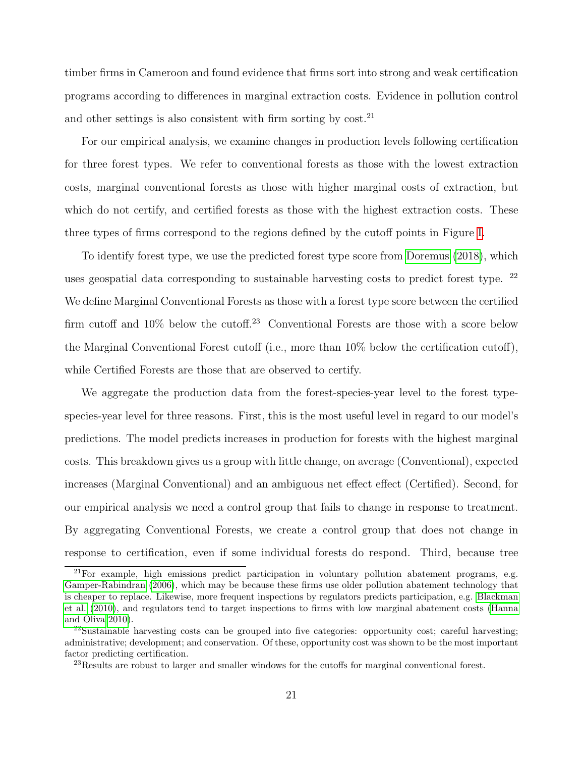timber firms in Cameroon and found evidence that firms sort into strong and weak certification programs according to differences in marginal extraction costs. Evidence in pollution control and other settings is also consistent with firm sorting by cost.[21]

For our empirical analysis, we examine changes in production levels following certification for three forest types. We refer to conventional forests as those with the lowest extraction costs, marginal conventional forests as those with higher marginal costs of extraction, but which do not certify, and certified forests as those with the highest extraction costs. These three types of firms correspond to the regions defined by the cutoff points in Figure I.

To identify forest type, we use the predicted forest type score from Doremus (2018), which uses geospatial data corresponding to sustainable harvesting costs to predict forest type. [22] We define Marginal Conventional Forests as those with a forest type score between the certified firm cutoff and 10% below the cutoff.[23] Conventional Forests are those with a score below the Marginal Conventional Forest cutoff (i.e., more than 10% below the certification cutoff), while Certified Forests are those that are observed to certify.

We aggregate the production data from the forest-species-year level to the forest type-species-year level for three reasons. First, this is the most useful level in regard to our model's predictions. The model predicts increases in production for forests with the highest marginal costs. This breakdown gives us a group with little change, on average (Conventional), expected increases (Marginal Conventional) and an ambiguous net effect effect (Certified). Second, for our empirical analysis we need a control group that fails to change in response to treatment. By aggregating Conventional Forests, we create a control group that does not change in response to certification, even if some individual forests do respond. Third, because tree

[21] For example, high emissions predict participation in voluntary pollution abatement programs, e.g. Gamper-Rabindran (2006), which may be because these firms use older pollution abatement technology that is cheaper to replace. Likewise, more frequent inspections by regulators predicts participation, e.g. Blackman et al. (2010), and regulators tend to target inspections to firms with low marginal abatement costs (Hanna and Oliva 2010).

[22] Sustainable harvesting costs can be grouped into five categories: opportunity cost; careful harvesting; administrative; development; and conservation. Of these, opportunity cost was shown to be the most important factor predicting certification.

[23] Results are robust to larger and smaller windows for the cutoffs for marginal conventional forest.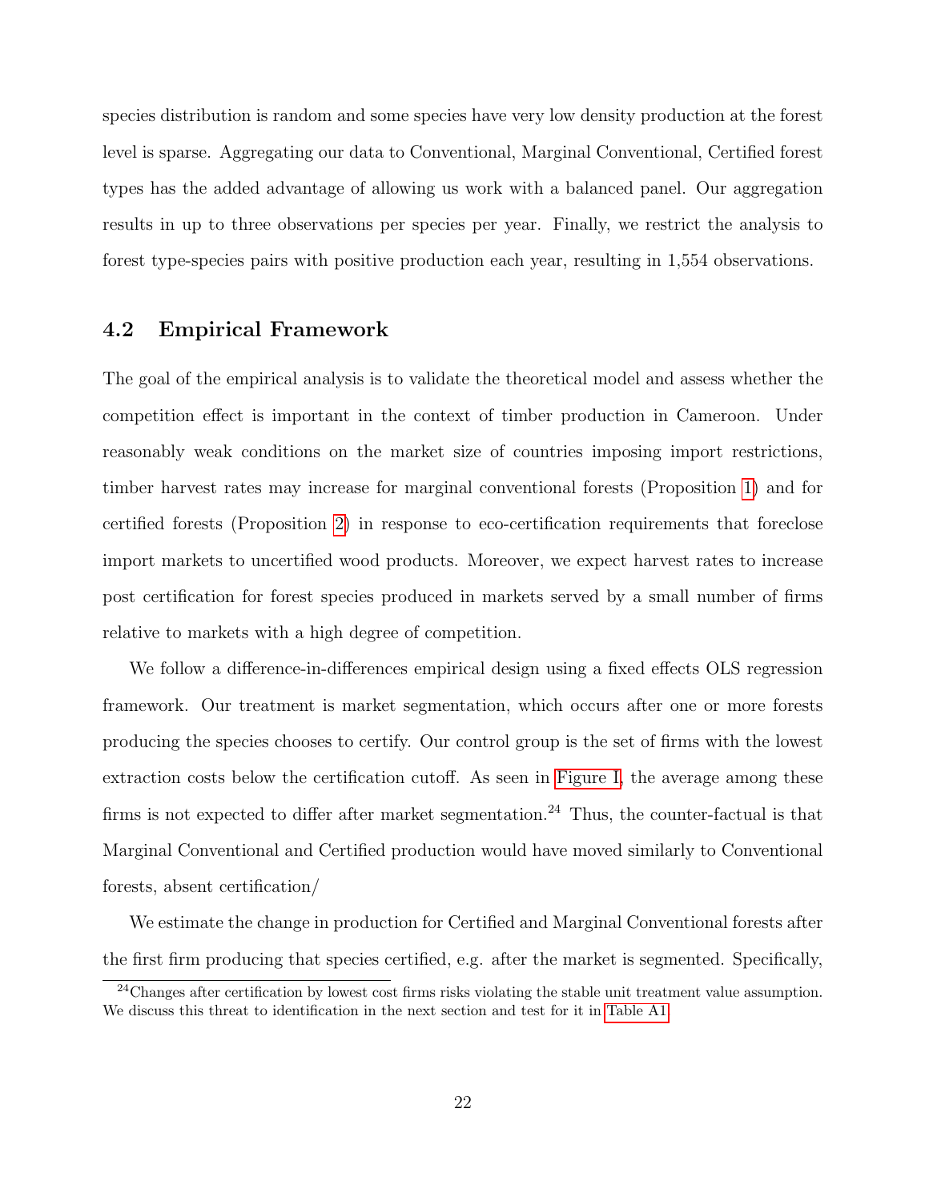species distribution is random and some species have very low density production at the forest level is sparse. Aggregating our data to Conventional, Marginal Conventional, Certified forest types has the added advantage of allowing us work with a balanced panel. Our aggregation results in up to three observations per species per year. Finally, we restrict the analysis to forest type-species pairs with positive production each year, resulting in 1,554 observations.

## 4.2 Empirical Framework

The goal of the empirical analysis is to validate the theoretical model and assess whether the competition effect is important in the context of timber production in Cameroon. Under reasonably weak conditions on the market size of countries imposing import restrictions, timber harvest rates may increase for marginal conventional forests (Proposition 1) and for certified forests (Proposition 2) in response to eco-certification requirements that foreclose import markets to uncertified wood products. Moreover, we expect harvest rates to increase post certification for forest species produced in markets served by a small number of firms relative to markets with a high degree of competition.

We follow a difference-in-differences empirical design using a fixed effects OLS regression framework. Our treatment is market segmentation, which occurs after one or more forests producing the species chooses to certify. Our control group is the set of firms with the lowest extraction costs below the certification cutoff. As seen in Figure I, the average among these firms is not expected to differ after market segmentation.[24] Thus, the counter-factual is that Marginal Conventional and Certified production would have moved similarly to Conventional forests, absent certification/

We estimate the change in production for Certified and Marginal Conventional forests after the first firm producing that species certified, e.g. after the market is segmented. Specifically,

[24] Changes after certification by lowest cost firms risks violating the stable unit treatment value assumption. We discuss this threat to identification in the next section and test for it in Table A1.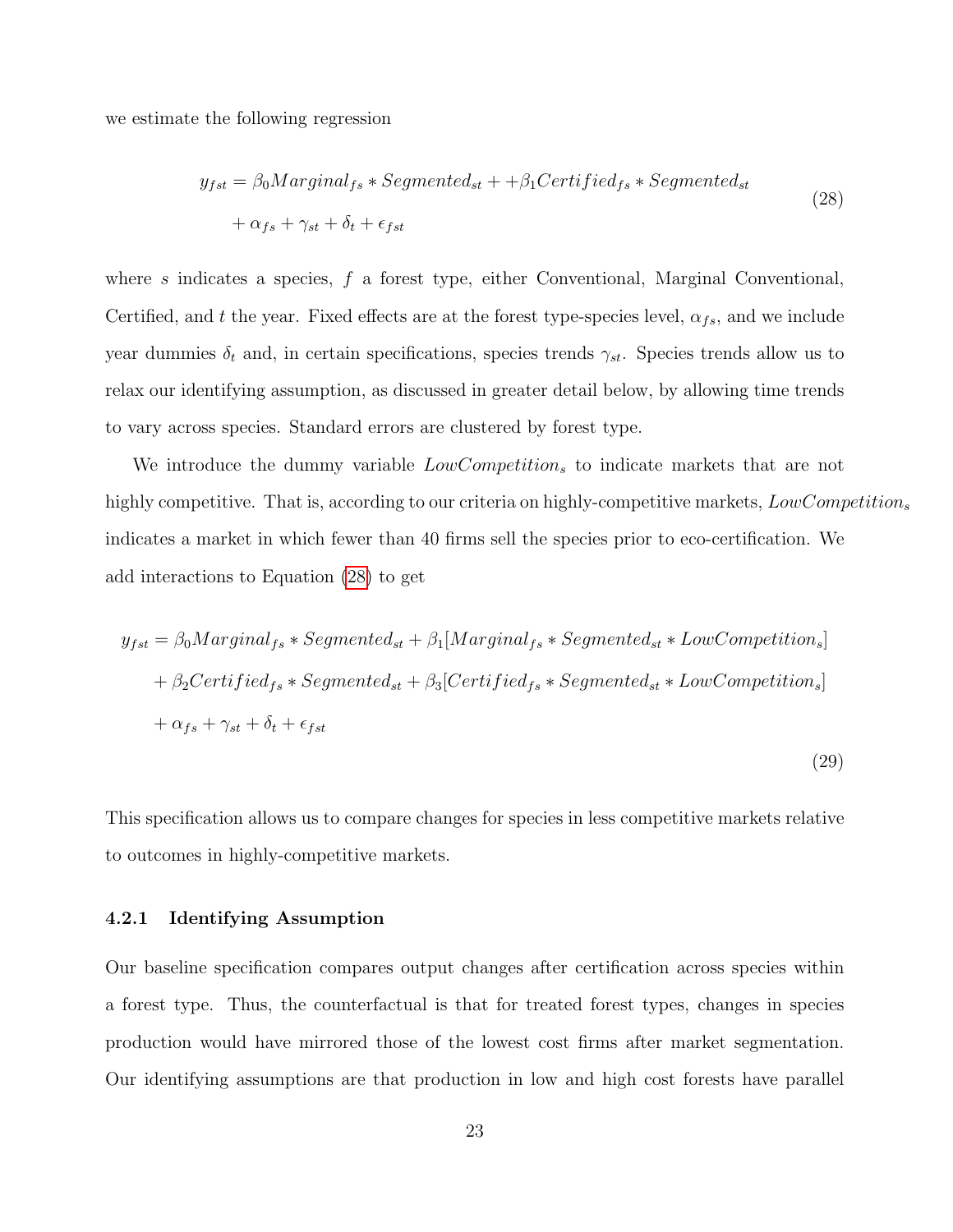we estimate the following regression

$$
\begin{aligned}
y_{fst} = {} & \beta_0 Marginal_{fs} * Segmented_{st} + +\beta_1 Certified_{fs} * Segmented_{st} \\
& + \alpha_{fs} + \gamma_{st} + \delta_t + \epsilon_{fst}
\end{aligned}
\tag{28}
$$

where $s$ indicates a species, $f$ a forest type, either Conventional, Marginal Conventional, Certified, and $t$ the year. Fixed effects are at the forest type-species level, $\alpha_{fs}$, and we include year dummies $\delta_t$ and, in certain specifications, species trends $\gamma_{st}$. Species trends allow us to relax our identifying assumption, as discussed in greater detail below, by allowing time trends to vary across species. Standard errors are clustered by forest type.

We introduce the dummy variable $LowCompetition_s$ to indicate markets that are not highly competitive. That is, according to our criteria on highly-competitive markets, $LowCompetition_s$ indicates a market in which fewer than 40 firms sell the species prior to eco-certification. We add interactions to Equation (28) to get

$$
\begin{aligned}
y_{fst} = {} & \beta_0 Marginal_{fs} * Segmented_{st} + \beta_1 [Marginal_{fs} * Segmented_{st} * LowCompetition_s] \\
& + \beta_2 Certified_{fs} * Segmented_{st} + \beta_3 [Certified_{fs} * Segmented_{st} * LowCompetition_s] \\
& + \alpha_{fs} + \gamma_{st} + \delta_t + \epsilon_{fst}
\end{aligned}
\tag{29}
$$

This specification allows us to compare changes for species in less competitive markets relative to outcomes in highly-competitive markets.

### 4.2.1 Identifying Assumption

Our baseline specification compares output changes after certification across species within a forest type. Thus, the counterfactual is that for treated forest types, changes in species production would have mirrored those of the lowest cost firms after market segmentation. Our identifying assumptions are that production in low and high cost forests have parallel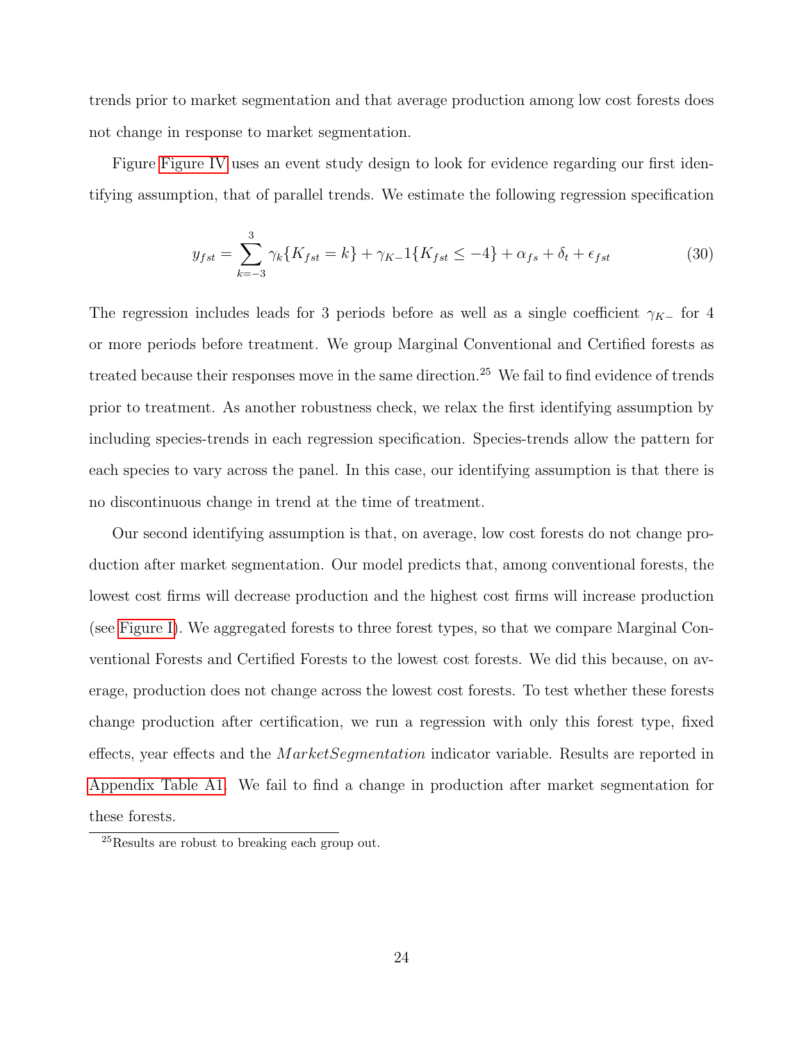trends prior to market segmentation and that average production among low cost forests does not change in response to market segmentation.

Figure Figure IV uses an event study design to look for evidence regarding our first identifying assumption, that of parallel trends. We estimate the following regression specification

$$y_{fst} = \sum_{k=-3}^{3} \gamma_k \{K_{fst} = k\} + \gamma_{K-} 1\{K_{fst} \leq -4\} + \alpha_{fs} + \delta_t + \epsilon_{fst} \tag{30}$$

The regression includes leads for 3 periods before as well as a single coefficient $\gamma_{K-}$ for 4 or more periods before treatment. We group Marginal Conventional and Certified forests as treated because their responses move in the same direction.[25] We fail to find evidence of trends prior to treatment. As another robustness check, we relax the first identifying assumption by including species-trends in each regression specification. Species-trends allow the pattern for each species to vary across the panel. In this case, our identifying assumption is that there is no discontinuous change in trend at the time of treatment.

Our second identifying assumption is that, on average, low cost forests do not change production after market segmentation. Our model predicts that, among conventional forests, the lowest cost firms will decrease production and the highest cost firms will increase production (see Figure I). We aggregated forests to three forest types, so that we compare Marginal Conventional Forests and Certified Forests to the lowest cost forests. We did this because, on average, production does not change across the lowest cost forests. To test whether these forests change production after certification, we run a regression with only this forest type, fixed effects, year effects and the $MarketSegmentation$ indicator variable. Results are reported in Appendix Table A1. We fail to find a change in production after market segmentation for these forests.

[25] Results are robust to breaking each group out.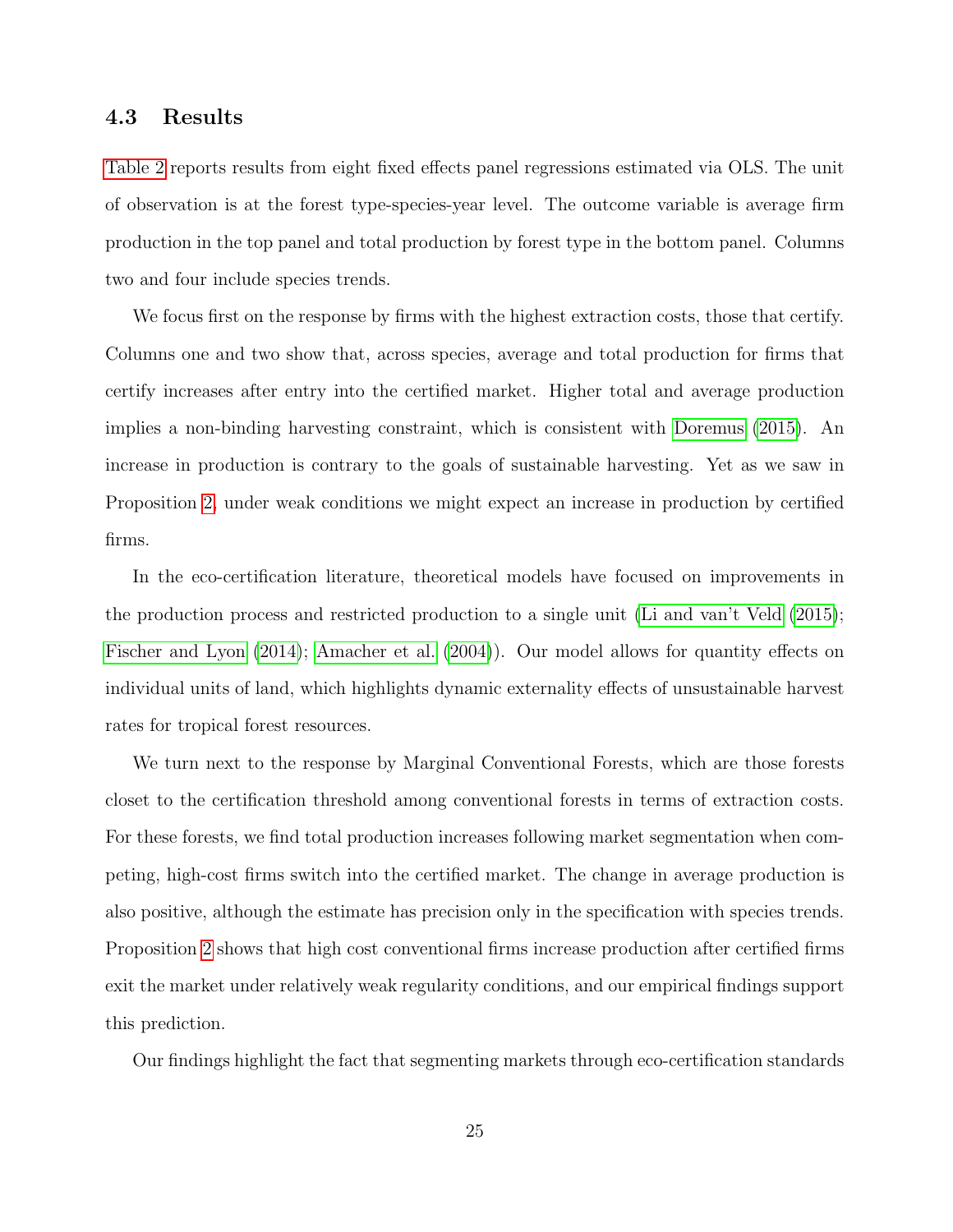### 4.3 Results

Table 2 reports results from eight fixed effects panel regressions estimated via OLS. The unit of observation is at the forest type-species-year level. The outcome variable is average firm production in the top panel and total production by forest type in the bottom panel. Columns two and four include species trends.

We focus first on the response by firms with the highest extraction costs, those that certify. Columns one and two show that, across species, average and total production for firms that certify increases after entry into the certified market. Higher total and average production implies a non-binding harvesting constraint, which is consistent with Doremus (2015). An increase in production is contrary to the goals of sustainable harvesting. Yet as we saw in Proposition 2, under weak conditions we might expect an increase in production by certified firms.

In the eco-certification literature, theoretical models have focused on improvements in the production process and restricted production to a single unit (Li and van't Veld (2015); Fischer and Lyon (2014); Amacher et al. (2004)). Our model allows for quantity effects on individual units of land, which highlights dynamic externality effects of unsustainable harvest rates for tropical forest resources.

We turn next to the response by Marginal Conventional Forests, which are those forests closet to the certification threshold among conventional forests in terms of extraction costs. For these forests, we find total production increases following market segmentation when competing, high-cost firms switch into the certified market. The change in average production is also positive, although the estimate has precision only in the specification with species trends. Proposition 2 shows that high cost conventional firms increase production after certified firms exit the market under relatively weak regularity conditions, and our empirical findings support this prediction.

Our findings highlight the fact that segmenting markets through eco-certification standards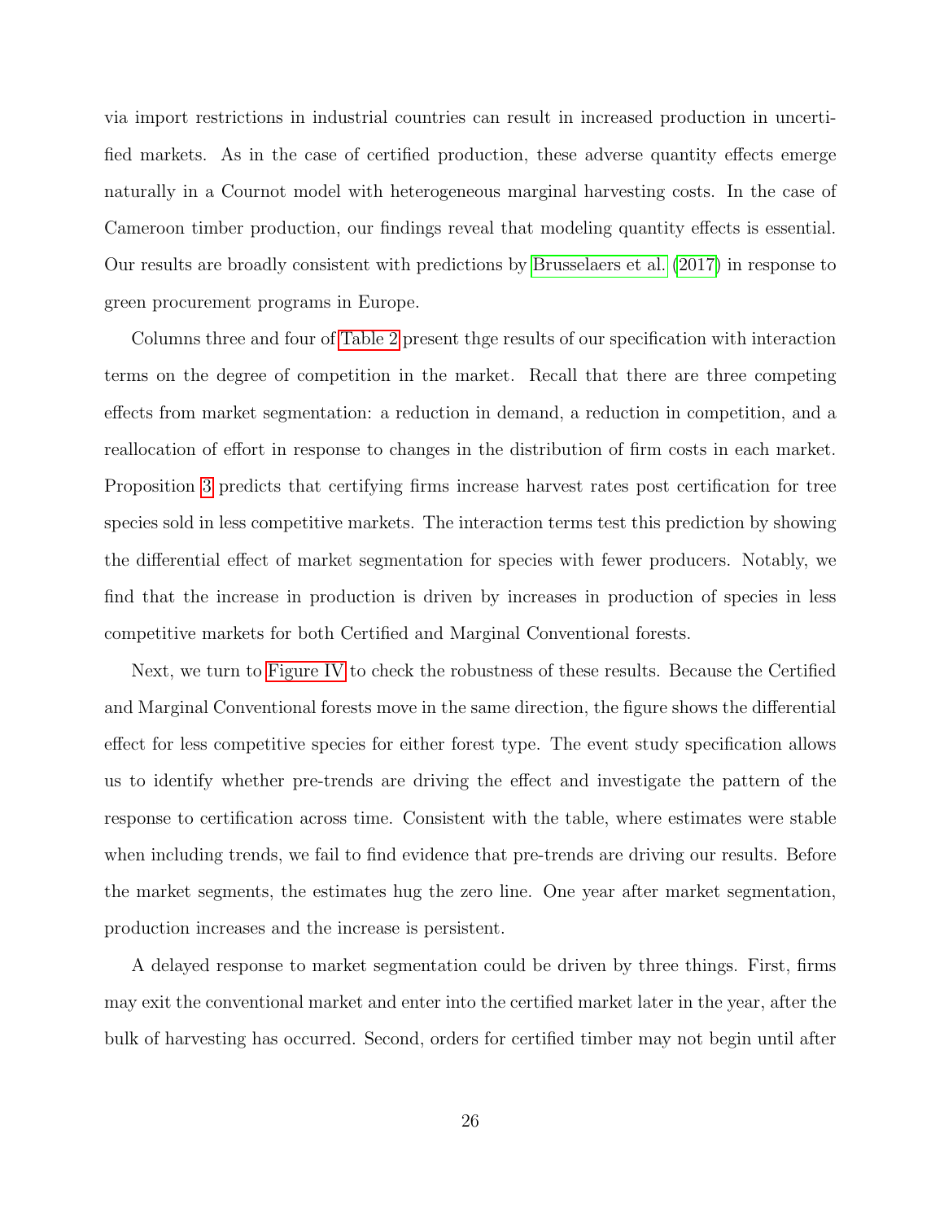via import restrictions in industrial countries can result in increased production in uncertified markets. As in the case of certified production, these adverse quantity effects emerge naturally in a Cournot model with heterogeneous marginal harvesting costs. In the case of Cameroon timber production, our findings reveal that modeling quantity effects is essential. Our results are broadly consistent with predictions by Brusselaers et al. (2017) in response to green procurement programs in Europe.

Columns three and four of Table 2 present thge results of our specification with interaction terms on the degree of competition in the market. Recall that there are three competing effects from market segmentation: a reduction in demand, a reduction in competition, and a reallocation of effort in response to changes in the distribution of firm costs in each market. Proposition 3 predicts that certifying firms increase harvest rates post certification for tree species sold in less competitive markets. The interaction terms test this prediction by showing the differential effect of market segmentation for species with fewer producers. Notably, we find that the increase in production is driven by increases in production of species in less competitive markets for both Certified and Marginal Conventional forests.

Next, we turn to Figure IV to check the robustness of these results. Because the Certified and Marginal Conventional forests move in the same direction, the figure shows the differential effect for less competitive species for either forest type. The event study specification allows us to identify whether pre-trends are driving the effect and investigate the pattern of the response to certification across time. Consistent with the table, where estimates were stable when including trends, we fail to find evidence that pre-trends are driving our results. Before the market segments, the estimates hug the zero line. One year after market segmentation, production increases and the increase is persistent.

A delayed response to market segmentation could be driven by three things. First, firms may exit the conventional market and enter into the certified market later in the year, after the bulk of harvesting has occurred. Second, orders for certified timber may not begin until after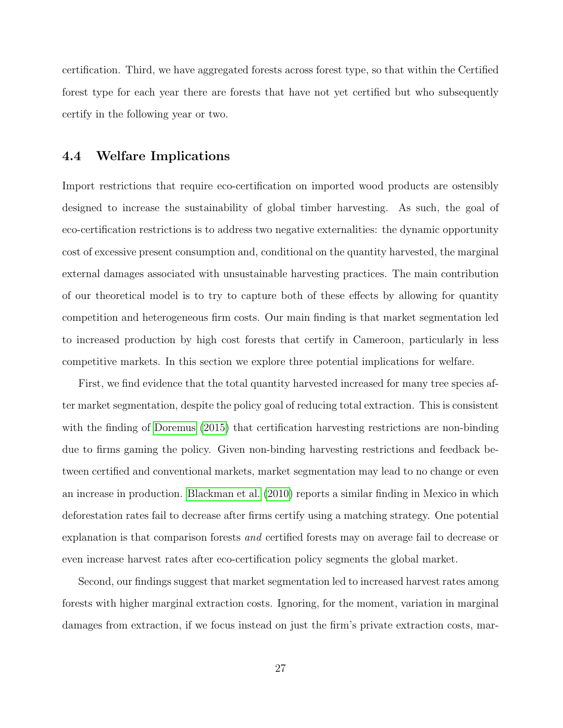certification. Third, we have aggregated forests across forest type, so that within the Certified forest type for each year there are forests that have not yet certified but who subsequently certify in the following year or two.

### 4.4 Welfare Implications

Import restrictions that require eco-certification on imported wood products are ostensibly designed to increase the sustainability of global timber harvesting. As such, the goal of eco-certification restrictions is to address two negative externalities: the dynamic opportunity cost of excessive present consumption and, conditional on the quantity harvested, the marginal external damages associated with unsustainable harvesting practices. The main contribution of our theoretical model is to try to capture both of these effects by allowing for quantity competition and heterogeneous firm costs. Our main finding is that market segmentation led to increased production by high cost forests that certify in Cameroon, particularly in less competitive markets. In this section we explore three potential implications for welfare.

First, we find evidence that the total quantity harvested increased for many tree species after market segmentation, despite the policy goal of reducing total extraction. This is consistent with the finding of Doremus (2015) that certification harvesting restrictions are non-binding due to firms gaming the policy. Given non-binding harvesting restrictions and feedback between certified and conventional markets, market segmentation may lead to no change or even an increase in production. Blackman et al. (2010) reports a similar finding in Mexico in which deforestation rates fail to decrease after firms certify using a matching strategy. One potential explanation is that comparison forests *and* certified forests may on average fail to decrease or even increase harvest rates after eco-certification policy segments the global market.

Second, our findings suggest that market segmentation led to increased harvest rates among forests with higher marginal extraction costs. Ignoring, for the moment, variation in marginal damages from extraction, if we focus instead on just the firm's private extraction costs, mar-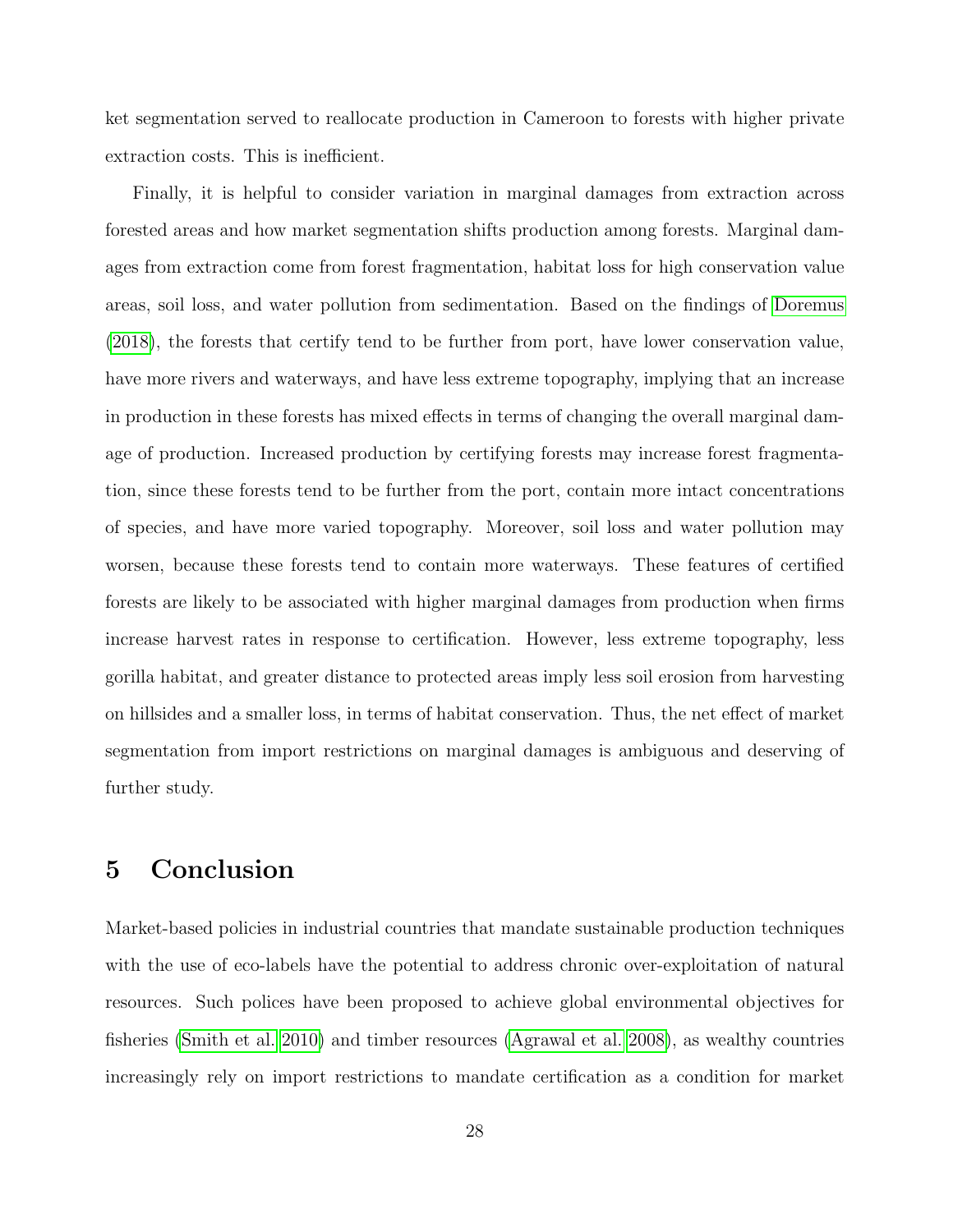ket segmentation served to reallocate production in Cameroon to forests with higher private extraction costs. This is inefficient.

Finally, it is helpful to consider variation in marginal damages from extraction across forested areas and how market segmentation shifts production among forests. Marginal damages from extraction come from forest fragmentation, habitat loss for high conservation value areas, soil loss, and water pollution from sedimentation. Based on the findings of Doremus (2018), the forests that certify tend to be further from port, have lower conservation value, have more rivers and waterways, and have less extreme topography, implying that an increase in production in these forests has mixed effects in terms of changing the overall marginal damage of production. Increased production by certifying forests may increase forest fragmentation, since these forests tend to be further from the port, contain more intact concentrations of species, and have more varied topography. Moreover, soil loss and water pollution may worsen, because these forests tend to contain more waterways. These features of certified forests are likely to be associated with higher marginal damages from production when firms increase harvest rates in response to certification. However, less extreme topography, less gorilla habitat, and greater distance to protected areas imply less soil erosion from harvesting on hillsides and a smaller loss, in terms of habitat conservation. Thus, the net effect of market segmentation from import restrictions on marginal damages is ambiguous and deserving of further study.

# 5 Conclusion

Market-based policies in industrial countries that mandate sustainable production techniques with the use of eco-labels have the potential to address chronic over-exploitation of natural resources. Such polices have been proposed to achieve global environmental objectives for fisheries (Smith et al. 2010) and timber resources (Agrawal et al. 2008), as wealthy countries increasingly rely on import restrictions to mandate certification as a condition for market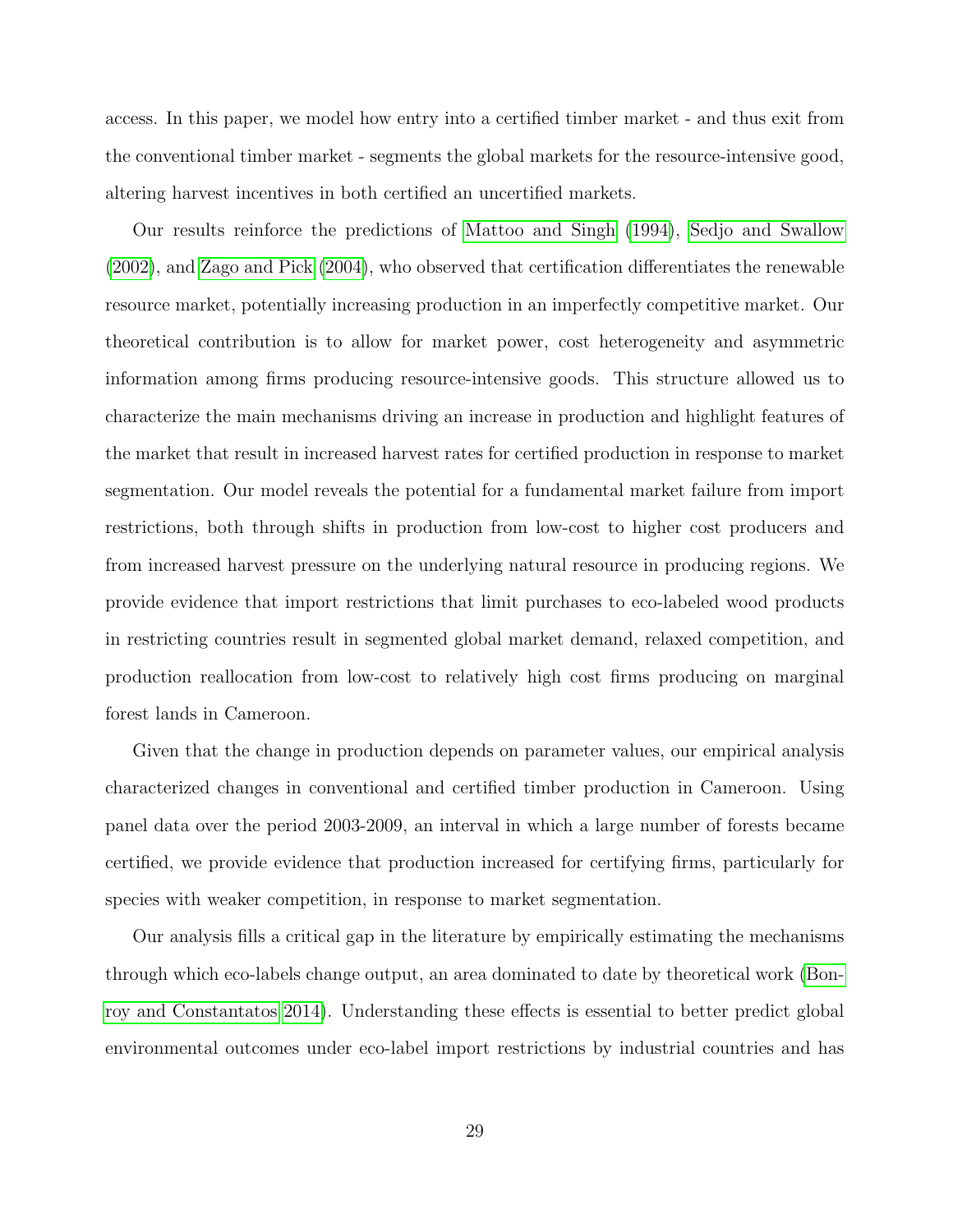access. In this paper, we model how entry into a certified timber market - and thus exit from the conventional timber market - segments the global markets for the resource-intensive good, altering harvest incentives in both certified an uncertified markets.

Our results reinforce the predictions of Mattoo and Singh (1994), Sedjo and Swallow (2002), and Zago and Pick (2004), who observed that certification differentiates the renewable resource market, potentially increasing production in an imperfectly competitive market. Our theoretical contribution is to allow for market power, cost heterogeneity and asymmetric information among firms producing resource-intensive goods. This structure allowed us to characterize the main mechanisms driving an increase in production and highlight features of the market that result in increased harvest rates for certified production in response to market segmentation. Our model reveals the potential for a fundamental market failure from import restrictions, both through shifts in production from low-cost to higher cost producers and from increased harvest pressure on the underlying natural resource in producing regions. We provide evidence that import restrictions that limit purchases to eco-labeled wood products in restricting countries result in segmented global market demand, relaxed competition, and production reallocation from low-cost to relatively high cost firms producing on marginal forest lands in Cameroon.

Given that the change in production depends on parameter values, our empirical analysis characterized changes in conventional and certified timber production in Cameroon. Using panel data over the period 2003-2009, an interval in which a large number of forests became certified, we provide evidence that production increased for certifying firms, particularly for species with weaker competition, in response to market segmentation.

Our analysis fills a critical gap in the literature by empirically estimating the mechanisms through which eco-labels change output, an area dominated to date by theoretical work (Bonroy and Constantatos 2014). Understanding these effects is essential to better predict global environmental outcomes under eco-label import restrictions by industrial countries and has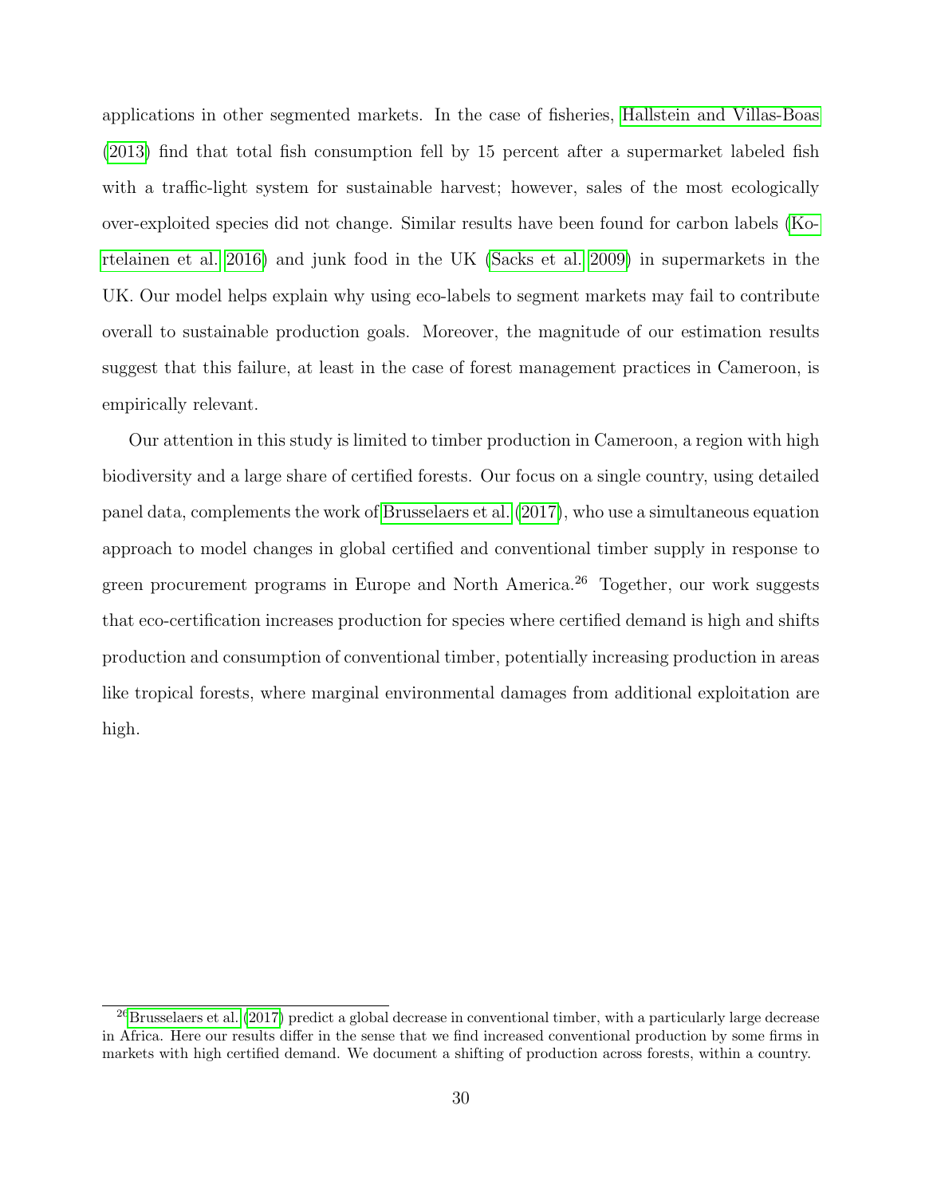applications in other segmented markets. In the case of fisheries, Hallstein and Villas-Boas (2013) find that total fish consumption fell by 15 percent after a supermarket labeled fish with a traffic-light system for sustainable harvest; however, sales of the most ecologically over-exploited species did not change. Similar results have been found for carbon labels (Kortelainen et al. 2016) and junk food in the UK (Sacks et al. 2009) in supermarkets in the UK. Our model helps explain why using eco-labels to segment markets may fail to contribute overall to sustainable production goals. Moreover, the magnitude of our estimation results suggest that this failure, at least in the case of forest management practices in Cameroon, is empirically relevant.

Our attention in this study is limited to timber production in Cameroon, a region with high biodiversity and a large share of certified forests. Our focus on a single country, using detailed panel data, complements the work of Brusselaers et al. (2017), who use a simultaneous equation approach to model changes in global certified and conventional timber supply in response to green procurement programs in Europe and North America.[26] Together, our work suggests that eco-certification increases production for species where certified demand is high and shifts production and consumption of conventional timber, potentially increasing production in areas like tropical forests, where marginal environmental damages from additional exploitation are high.

[26] Brusselaers et al. (2017) predict a global decrease in conventional timber, with a particularly large decrease in Africa. Here our results differ in the sense that we find increased conventional production by some firms in markets with high certified demand. We document a shifting of production across forests, within a country.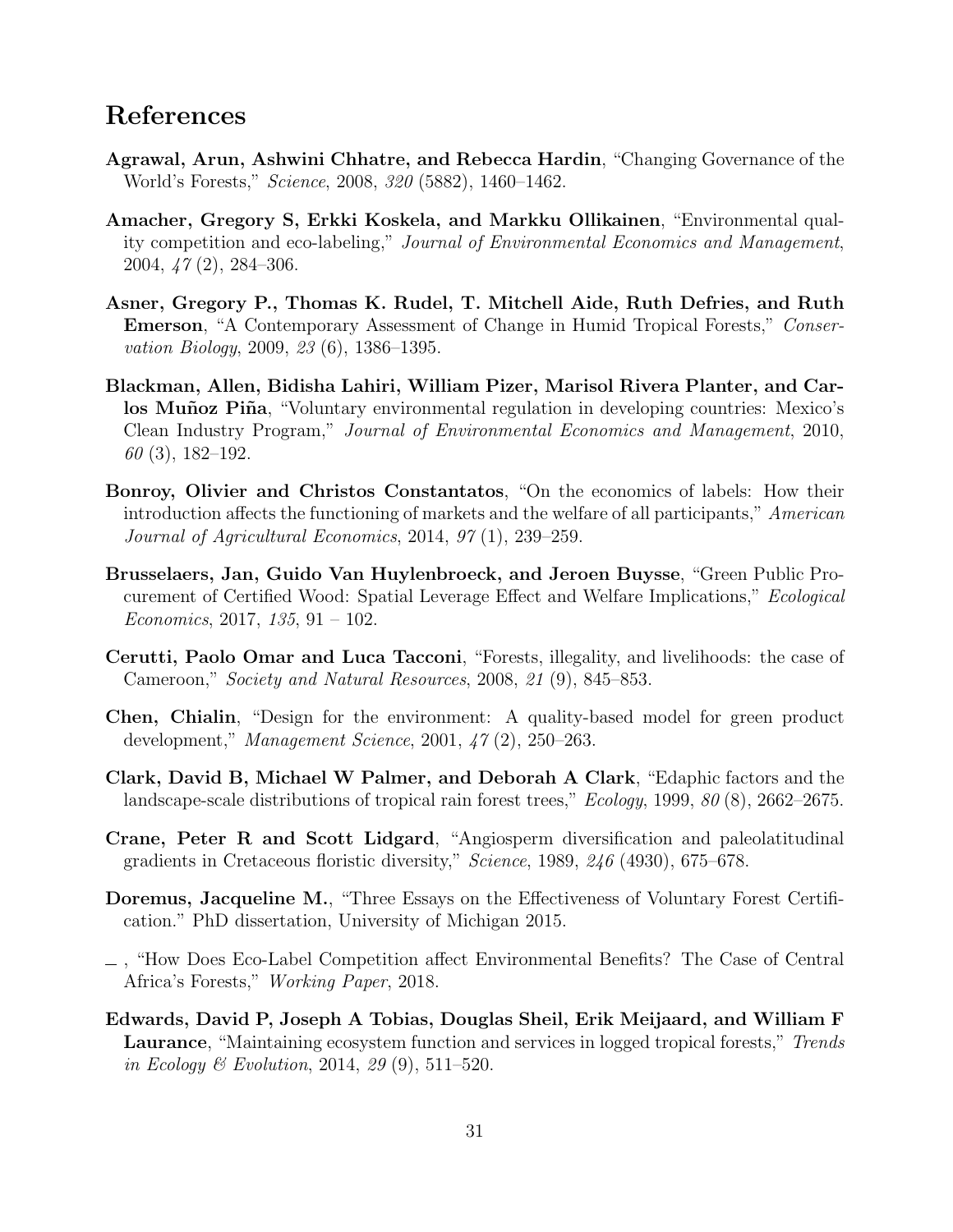# References

**Agrawal, Arun, Ashwini Chhatre, and Rebecca Hardin**, "Changing Governance of the World's Forests," *Science*, 2008, *320* (5882), 1460–1462.

**Amacher, Gregory S, Erkki Koskela, and Markku Ollikainen**, "Environmental quality competition and eco-labeling," *Journal of Environmental Economics and Management*, 2004, *47* (2), 284–306.

**Asner, Gregory P., Thomas K. Rudel, T. Mitchell Aide, Ruth Defries, and Ruth Emerson**, "A Contemporary Assessment of Change in Humid Tropical Forests," *Conservation Biology*, 2009, *23* (6), 1386–1395.

**Blackman, Allen, Bidisha Lahiri, William Pizer, Marisol Rivera Planter, and Carlos Muñoz Piña**, "Voluntary environmental regulation in developing countries: Mexico's Clean Industry Program," *Journal of Environmental Economics and Management*, 2010, *60* (3), 182–192.

**Bonroy, Olivier and Christos Constantatos**, "On the economics of labels: How their introduction affects the functioning of markets and the welfare of all participants," *American Journal of Agricultural Economics*, 2014, *97* (1), 239–259.

**Brusselaers, Jan, Guido Van Huylenbroeck, and Jeroen Buysse**, "Green Public Procurement of Certified Wood: Spatial Leverage Effect and Welfare Implications," *Ecological Economics*, 2017, *135*, 91 – 102.

**Cerutti, Paolo Omar and Luca Tacconi**, "Forests, illegality, and livelihoods: the case of Cameroon," *Society and Natural Resources*, 2008, *21* (9), 845–853.

**Chen, Chialin**, "Design for the environment: A quality-based model for green product development," *Management Science*, 2001, *47* (2), 250–263.

**Clark, David B, Michael W Palmer, and Deborah A Clark**, "Edaphic factors and the landscape-scale distributions of tropical rain forest trees," *Ecology*, 1999, *80* (8), 2662–2675.

**Crane, Peter R and Scott Lidgard**, "Angiosperm diversification and paleolatitudinal gradients in Cretaceous floristic diversity," *Science*, 1989, *246* (4930), 675–678.

**Doremus, Jacqueline M.**, "Three Essays on the Effectiveness of Voluntary Forest Certification." PhD dissertation, University of Michigan 2015.

\_ , "How Does Eco-Label Competition affect Environmental Benefits? The Case of Central Africa's Forests," *Working Paper*, 2018.

**Edwards, David P, Joseph A Tobias, Douglas Sheil, Erik Meijaard, and William F Laurance**, "Maintaining ecosystem function and services in logged tropical forests," *Trends in Ecology & Evolution*, 2014, *29* (9), 511–520.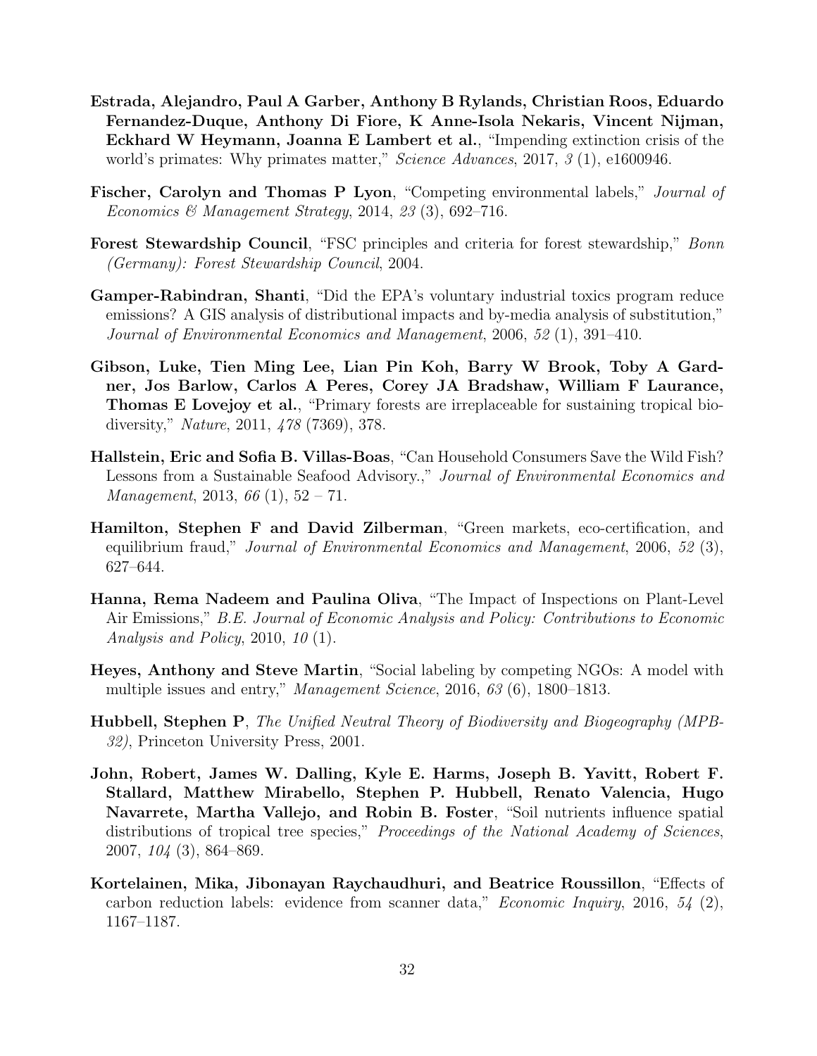**Estrada, Alejandro, Paul A Garber, Anthony B Rylands, Christian Roos, Eduardo Fernandez-Duque, Anthony Di Fiore, K Anne-Isola Nekaris, Vincent Nijman, Eckhard W Heymann, Joanna E Lambert et al.**, "Impending extinction crisis of the world's primates: Why primates matter," *Science Advances*, 2017, *3* (1), e1600946.

**Fischer, Carolyn and Thomas P Lyon**, "Competing environmental labels," *Journal of Economics & Management Strategy*, 2014, *23* (3), 692–716.

**Forest Stewardship Council**, "FSC principles and criteria for forest stewardship," *Bonn (Germany): Forest Stewardship Council*, 2004.

**Gamper-Rabindran, Shanti**, "Did the EPA's voluntary industrial toxics program reduce emissions? A GIS analysis of distributional impacts and by-media analysis of substitution," *Journal of Environmental Economics and Management*, 2006, *52* (1), 391–410.

**Gibson, Luke, Tien Ming Lee, Lian Pin Koh, Barry W Brook, Toby A Gardner, Jos Barlow, Carlos A Peres, Corey JA Bradshaw, William F Laurance, Thomas E Lovejoy et al.**, "Primary forests are irreplaceable for sustaining tropical biodiversity," *Nature*, 2011, *478* (7369), 378.

**Hallstein, Eric and Sofia B. Villas-Boas**, "Can Household Consumers Save the Wild Fish? Lessons from a Sustainable Seafood Advisory.," *Journal of Environmental Economics and Management*, 2013, *66* (1), 52 – 71.

**Hamilton, Stephen F and David Zilberman**, "Green markets, eco-certification, and equilibrium fraud," *Journal of Environmental Economics and Management*, 2006, *52* (3), 627–644.

**Hanna, Rema Nadeem and Paulina Oliva**, "The Impact of Inspections on Plant-Level Air Emissions," *B.E. Journal of Economic Analysis and Policy: Contributions to Economic Analysis and Policy*, 2010, *10* (1).

**Heyes, Anthony and Steve Martin**, "Social labeling by competing NGOs: A model with multiple issues and entry," *Management Science*, 2016, *63* (6), 1800–1813.

**Hubbell, Stephen P**, *The Unified Neutral Theory of Biodiversity and Biogeography (MPB-32)*, Princeton University Press, 2001.

**John, Robert, James W. Dalling, Kyle E. Harms, Joseph B. Yavitt, Robert F. Stallard, Matthew Mirabello, Stephen P. Hubbell, Renato Valencia, Hugo Navarrete, Martha Vallejo, and Robin B. Foster**, "Soil nutrients influence spatial distributions of tropical tree species," *Proceedings of the National Academy of Sciences*, 2007, *104* (3), 864–869.

**Kortelainen, Mika, Jibonayan Raychaudhuri, and Beatrice Roussillon**, "Effects of carbon reduction labels: evidence from scanner data," *Economic Inquiry*, 2016, *54* (2), 1167–1187.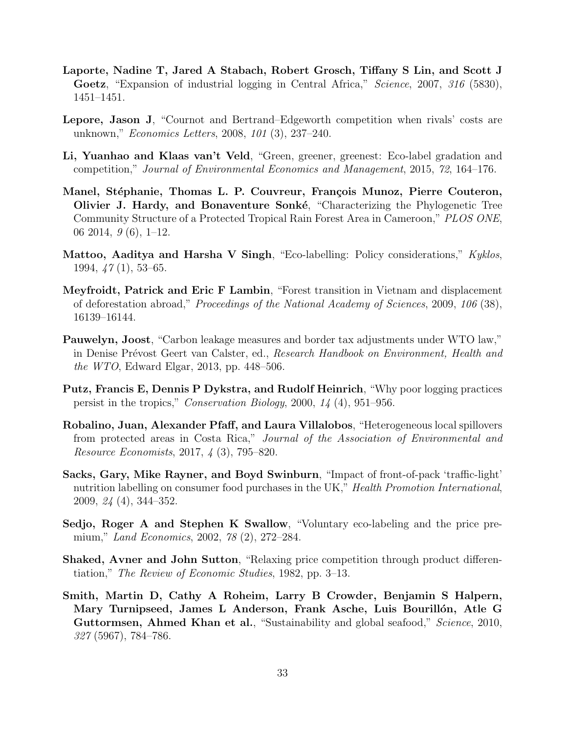**Laporte, Nadine T, Jared A Stabach, Robert Grosch, Tiffany S Lin, and Scott J Goetz**, "Expansion of industrial logging in Central Africa," *Science*, 2007, *316* (5830), 1451–1451.

**Lepore, Jason J**, "Cournot and Bertrand–Edgeworth competition when rivals' costs are unknown," *Economics Letters*, 2008, *101* (3), 237–240.

**Li, Yuanhao and Klaas van't Veld**, "Green, greener, greenest: Eco-label gradation and competition," *Journal of Environmental Economics and Management*, 2015, *72*, 164–176.

**Manel, Stéphanie, Thomas L. P. Couvreur, François Munoz, Pierre Couteron, Olivier J. Hardy, and Bonaventure Sonké**, "Characterizing the Phylogenetic Tree Community Structure of a Protected Tropical Rain Forest Area in Cameroon," *PLOS ONE*, 06 2014, *9* (6), 1–12.

**Mattoo, Aaditya and Harsha V Singh**, "Eco-labelling: Policy considerations," *Kyklos*, 1994, *47* (1), 53–65.

**Meyfroidt, Patrick and Eric F Lambin**, "Forest transition in Vietnam and displacement of deforestation abroad," *Proceedings of the National Academy of Sciences*, 2009, *106* (38), 16139–16144.

**Pauwelyn, Joost**, "Carbon leakage measures and border tax adjustments under WTO law," in Denise Prévost Geert van Calster, ed., *Research Handbook on Environment, Health and the WTO*, Edward Elgar, 2013, pp. 448–506.

**Putz, Francis E, Dennis P Dykstra, and Rudolf Heinrich**, "Why poor logging practices persist in the tropics," *Conservation Biology*, 2000, *14* (4), 951–956.

**Robalino, Juan, Alexander Pfaff, and Laura Villalobos**, "Heterogeneous local spillovers from protected areas in Costa Rica," *Journal of the Association of Environmental and Resource Economists*, 2017, *4* (3), 795–820.

**Sacks, Gary, Mike Rayner, and Boyd Swinburn**, "Impact of front-of-pack 'traffic-light' nutrition labelling on consumer food purchases in the UK," *Health Promotion International*, 2009, *24* (4), 344–352.

**Sedjo, Roger A and Stephen K Swallow**, "Voluntary eco-labeling and the price premium," *Land Economics*, 2002, *78* (2), 272–284.

**Shaked, Avner and John Sutton**, "Relaxing price competition through product differentiation," *The Review of Economic Studies*, 1982, pp. 3–13.

**Smith, Martin D, Cathy A Roheim, Larry B Crowder, Benjamin S Halpern, Mary Turnipseed, James L Anderson, Frank Asche, Luis Bourillón, Atle G Guttormsen, Ahmed Khan et al.**, "Sustainability and global seafood," *Science*, 2010, *327* (5967), 784–786.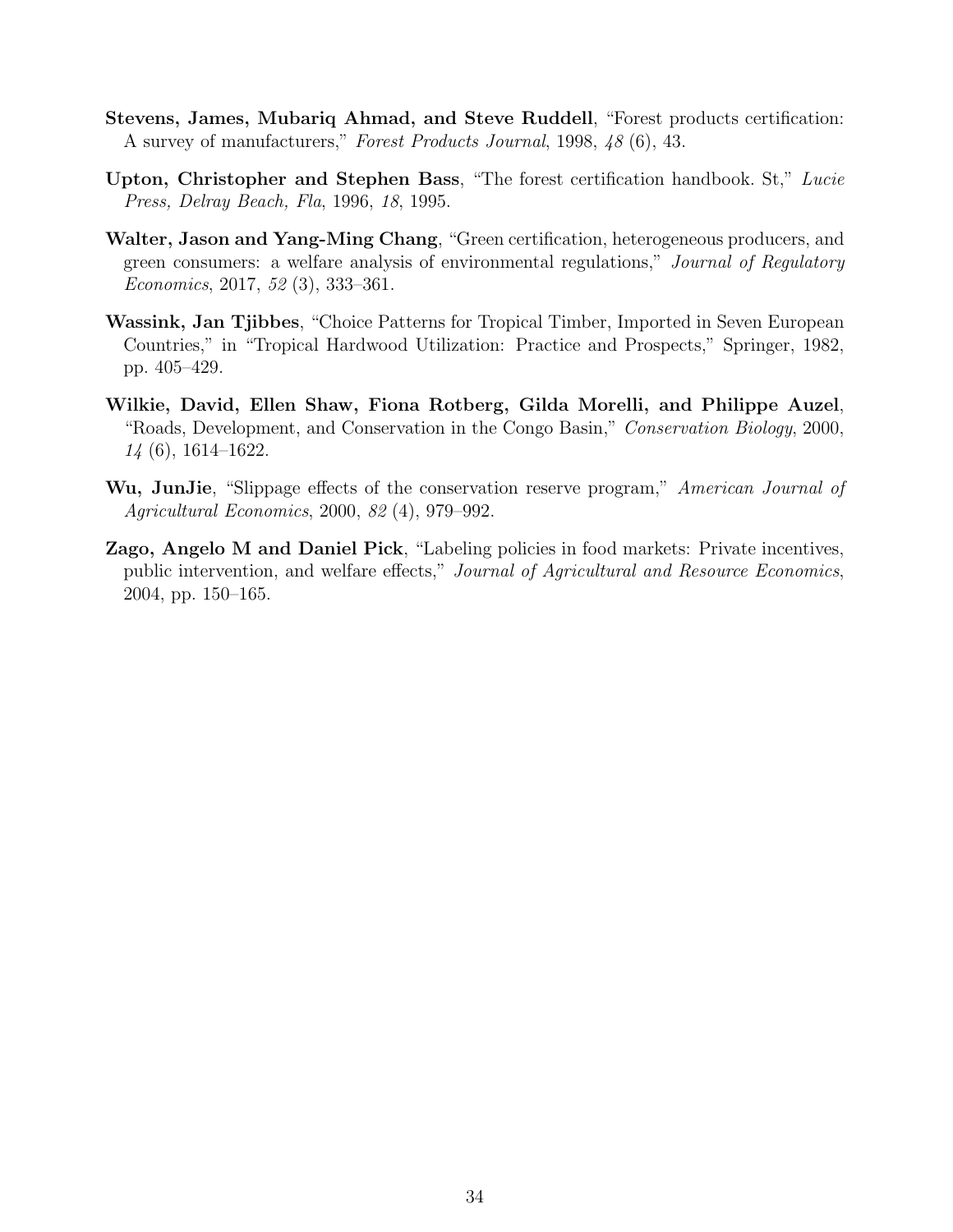**Stevens, James, Mubariq Ahmad, and Steve Ruddell**, "Forest products certification: A survey of manufacturers," *Forest Products Journal*, 1998, *48* (6), 43.

**Upton, Christopher and Stephen Bass**, "The forest certification handbook. St," *Lucie Press, Delray Beach, Fla*, 1996, *18*, 1995.

**Walter, Jason and Yang-Ming Chang**, "Green certification, heterogeneous producers, and green consumers: a welfare analysis of environmental regulations," *Journal of Regulatory Economics*, 2017, *52* (3), 333–361.

**Wassink, Jan Tjibbes**, "Choice Patterns for Tropical Timber, Imported in Seven European Countries," in "Tropical Hardwood Utilization: Practice and Prospects," Springer, 1982, pp. 405–429.

**Wilkie, David, Ellen Shaw, Fiona Rotberg, Gilda Morelli, and Philippe Auzel**, "Roads, Development, and Conservation in the Congo Basin," *Conservation Biology*, 2000, *14* (6), 1614–1622.

**Wu, JunJie**, "Slippage effects of the conservation reserve program," *American Journal of Agricultural Economics*, 2000, *82* (4), 979–992.

**Zago, Angelo M and Daniel Pick**, "Labeling policies in food markets: Private incentives, public intervention, and welfare effects," *Journal of Agricultural and Resource Economics*, 2004, pp. 150–165.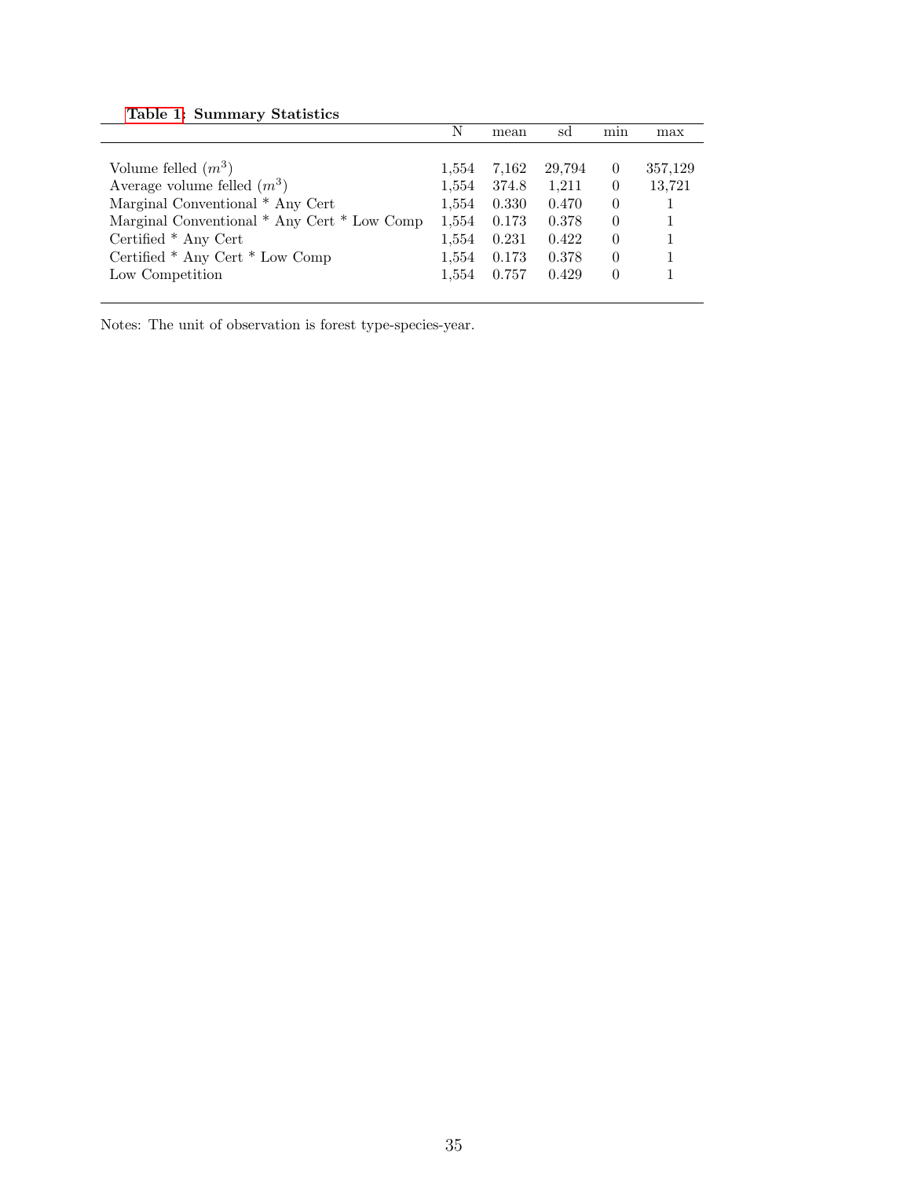**Table 1: Summary Statistics**

| | N | mean | sd | min | max |
|---|---|---|---|---|---|
| Volume felled ($m^3$) | 1,554 | 7,162 | 29,794 | 0 | 357,129 |
| Average volume felled ($m^3$) | 1,554 | 374.8 | 1,211 | 0 | 13,721 |
| Marginal Conventional * Any Cert | 1,554 | 0.330 | 0.470 | 0 | 1 |
| Marginal Conventional * Any Cert * Low Comp | 1,554 | 0.173 | 0.378 | 0 | 1 |
| Certified * Any Cert | 1,554 | 0.231 | 0.422 | 0 | 1 |
| Certified * Any Cert * Low Comp | 1,554 | 0.173 | 0.378 | 0 | 1 |
| Low Competition | 1,554 | 0.757 | 0.429 | 0 | 1 |

Notes: The unit of observation is forest type-species-year.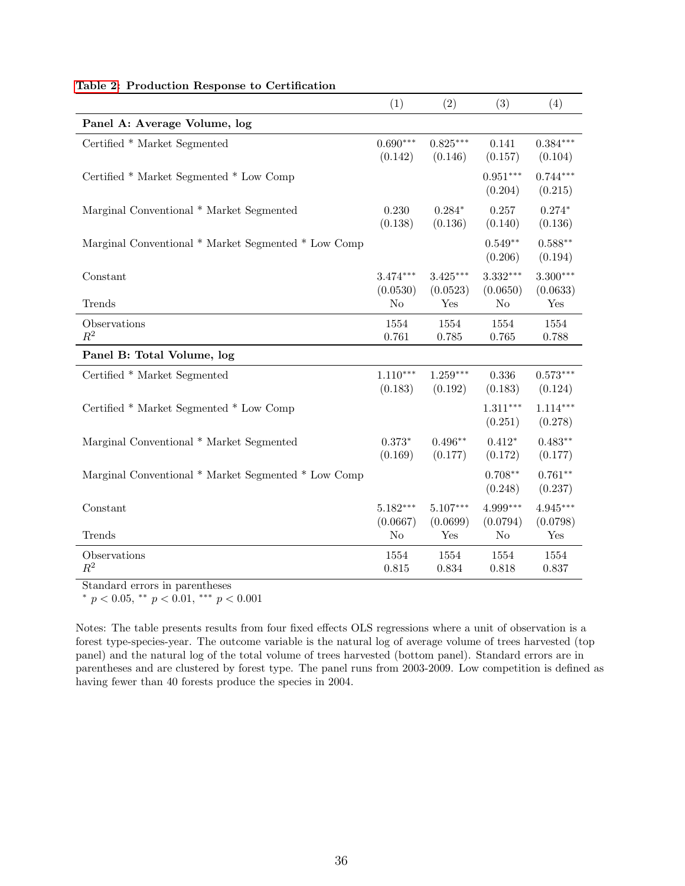**Table 2: Production Response to Certification**

| | (1) | (2) | (3) | (4) |
|---|---|---|---|---|
| **Panel A: Average Volume, log** | | | | |
| Certified * Market Segmented | 0.690*** | 0.825*** | 0.141 | 0.384*** |
| | (0.142) | (0.146) | (0.157) | (0.104) |
| Certified * Market Segmented * Low Comp | | | 0.951*** | 0.744*** |
| | | | (0.204) | (0.215) |
| Marginal Conventional * Market Segmented | 0.230 | 0.284* | 0.257 | 0.274* |
| | (0.138) | (0.136) | (0.140) | (0.136) |
| Marginal Conventional * Market Segmented * Low Comp | | | 0.549** | 0.588** |
| | | | (0.206) | (0.194) |
| Constant | 3.474*** | 3.425*** | 3.332*** | 3.300*** |
| | (0.0530) | (0.0523) | (0.0650) | (0.0633) |
| Trends | No | Yes | No | Yes |
| Observations | 1554 | 1554 | 1554 | 1554 |
| $R^2$ | 0.761 | 0.785 | 0.765 | 0.788 |
| **Panel B: Total Volume, log** | | | | |
| Certified * Market Segmented | 1.110*** | 1.259*** | 0.336 | 0.573*** |
| | (0.183) | (0.192) | (0.183) | (0.124) |
| Certified * Market Segmented * Low Comp | | | 1.311*** | 1.114*** |
| | | | (0.251) | (0.278) |
| Marginal Conventional * Market Segmented | 0.373* | 0.496** | 0.412* | 0.483** |
| | (0.169) | (0.177) | (0.172) | (0.177) |
| Marginal Conventional * Market Segmented * Low Comp | | | 0.708** | 0.761** |
| | | | (0.248) | (0.237) |
| Constant | 5.182*** | 5.107*** | 4.999*** | 4.945*** |
| | (0.0667) | (0.0699) | (0.0794) | (0.0798) |
| Trends | No | Yes | No | Yes |
| Observations | 1554 | 1554 | 1554 | 1554 |
| $R^2$ | 0.815 | 0.834 | 0.818 | 0.837 |

Standard errors in parentheses
$^{*}$ $p < 0.05$, $^{**}$ $p < 0.01$, $^{***}$ $p < 0.001$

Notes: The table presents results from four fixed effects OLS regressions where a unit of observation is a forest type-species-year. The outcome variable is the natural log of average volume of trees harvested (top panel) and the natural log of the total volume of trees harvested (bottom panel). Standard errors are in parentheses and are clustered by forest type. The panel runs from 2003-2009. Low competition is defined as having fewer than 40 forests produce the species in 2004.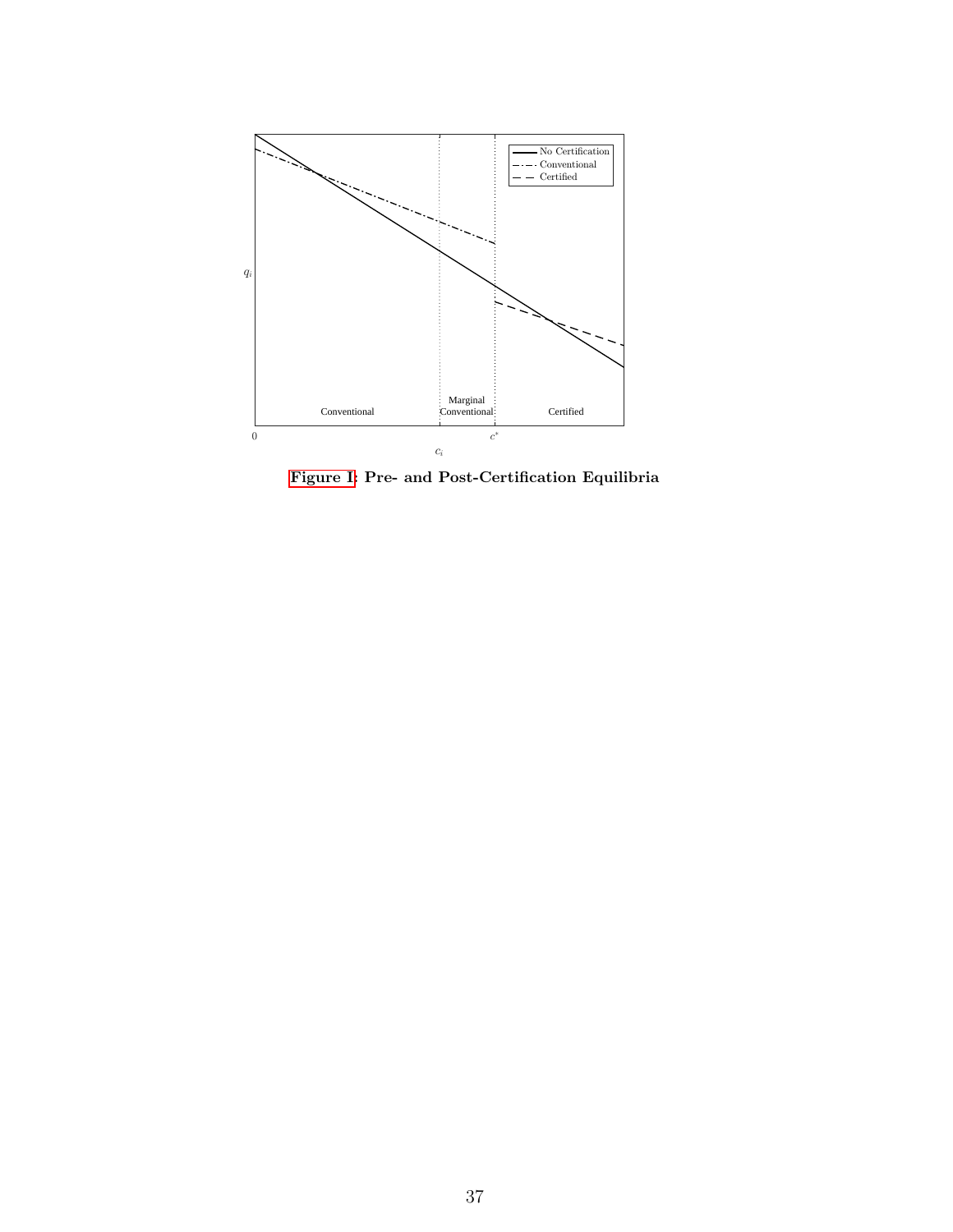Figure I: Pre- and Post-Certification Equilibria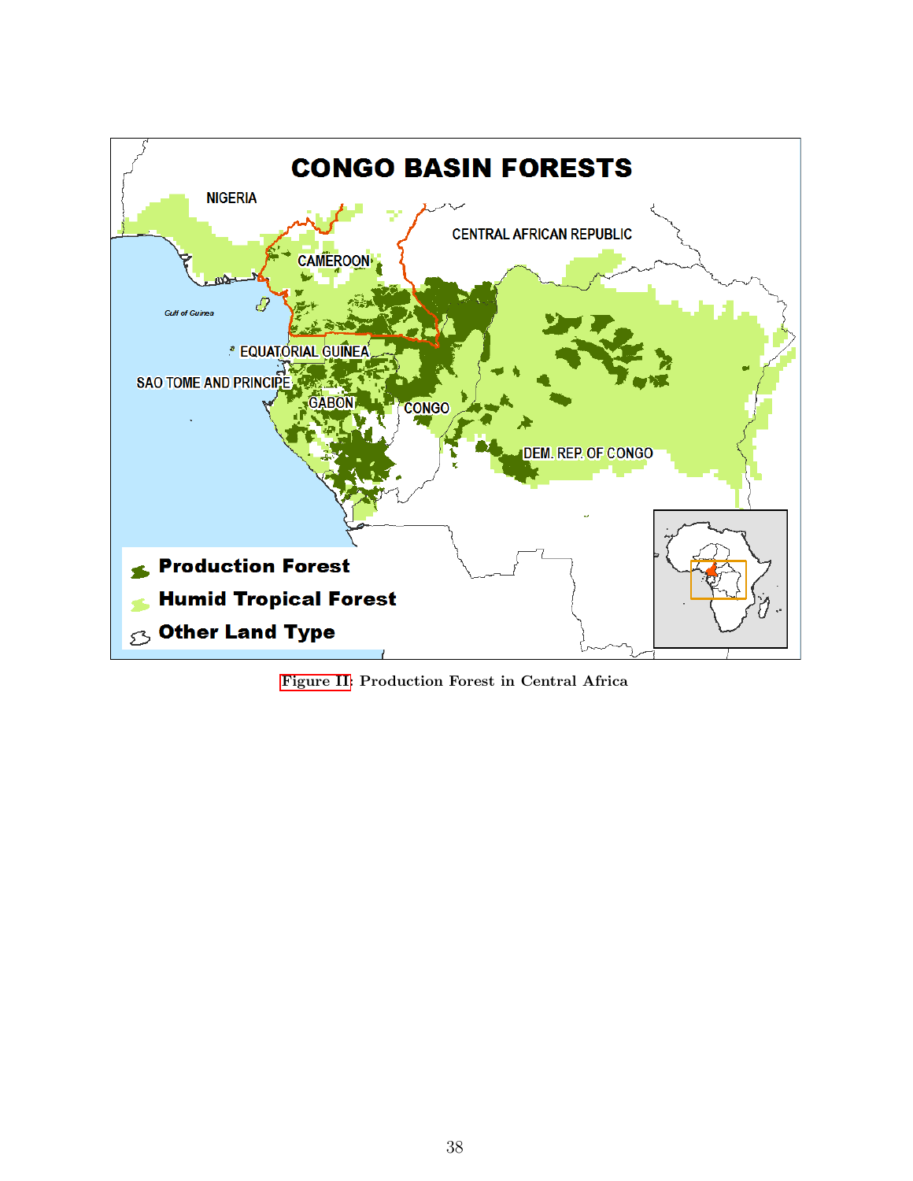Figure II: Production Forest in Central Africa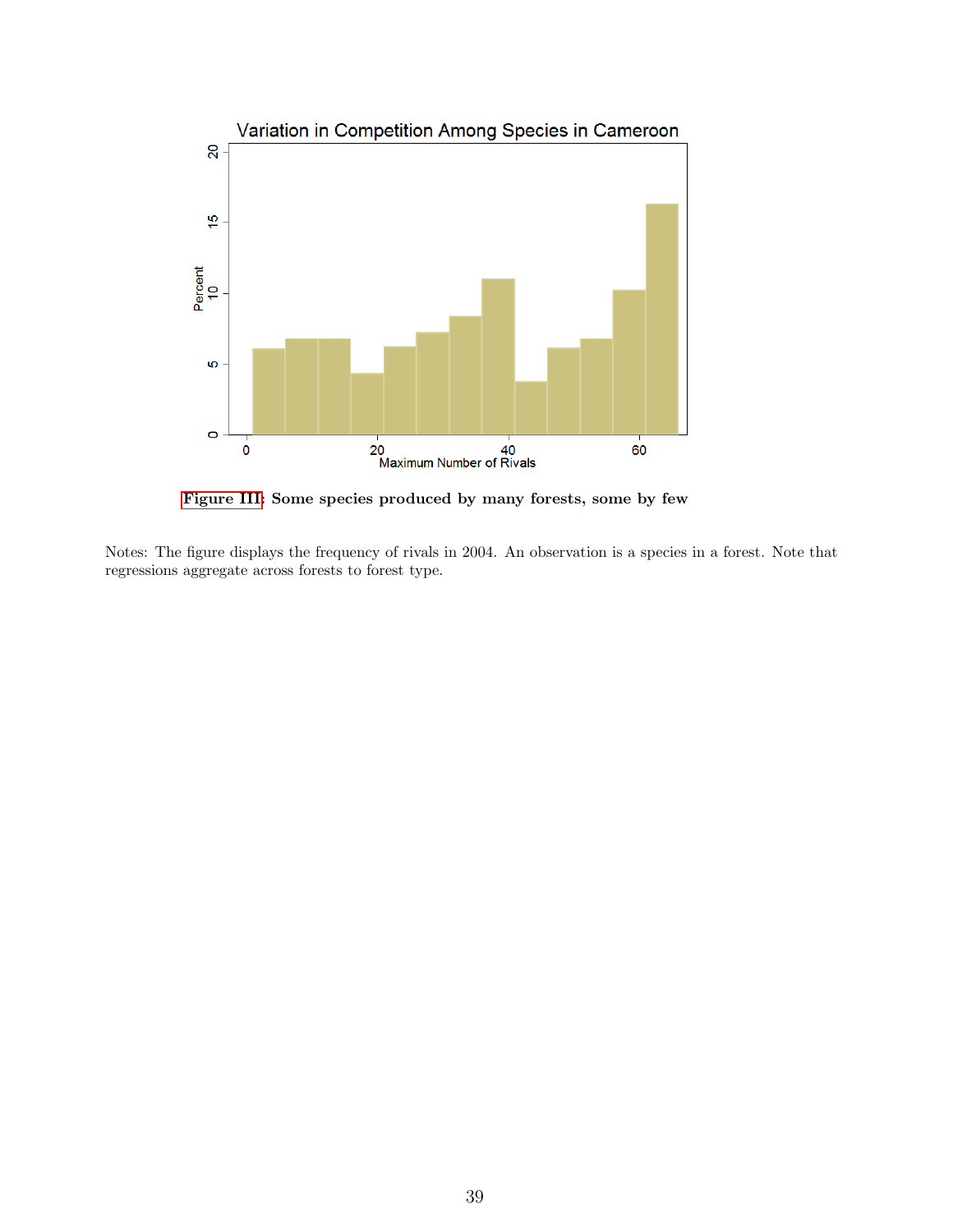**Figure III: Some species produced by many forests, some by few**

Notes: The figure displays the frequency of rivals in 2004. An observation is a species in a forest. Note that regressions aggregate across forests to forest type.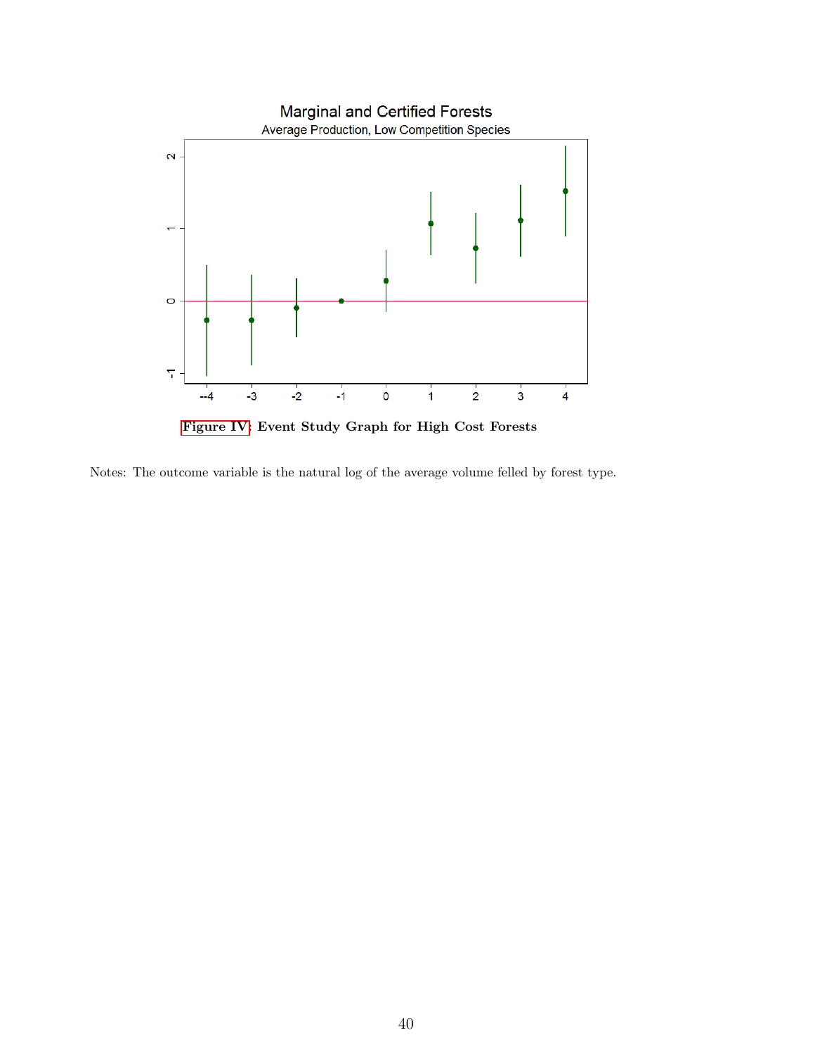**Figure IV: Event Study Graph for High Cost Forests**

Notes: The outcome variable is the natural log of the average volume felled by forest type.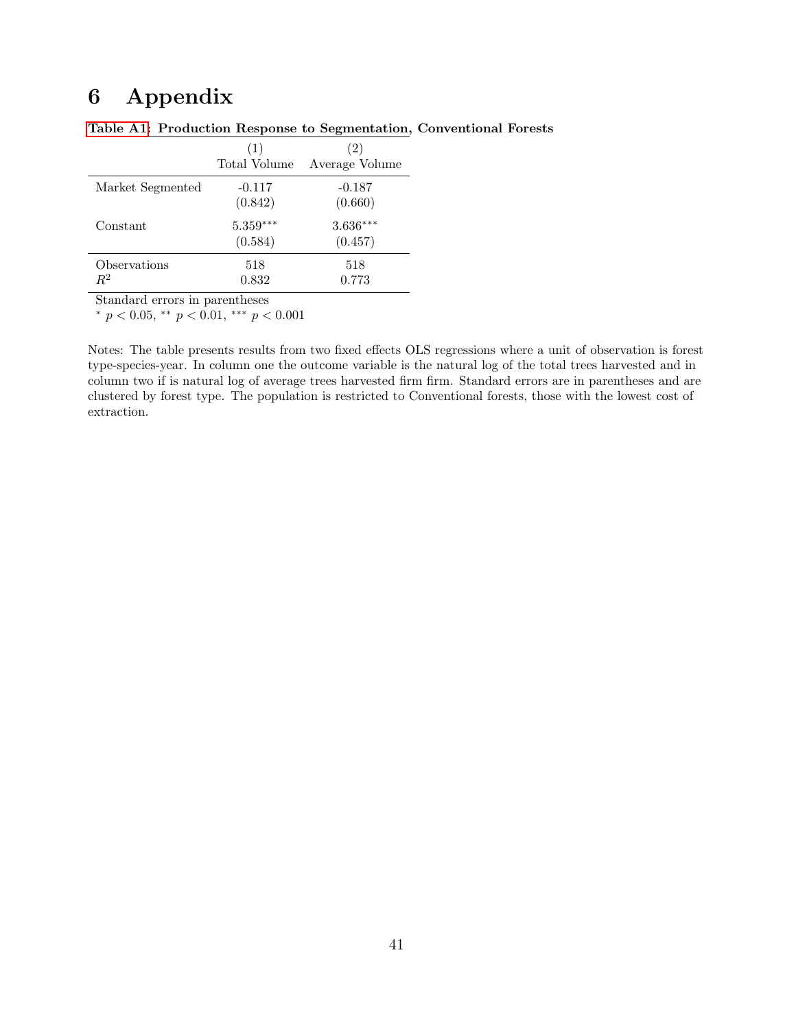# 6 Appendix

**Table A1: Production Response to Segmentation, Conventional Forests**

| | (1) Total Volume | (2) Average Volume |
|---|---|---|
| Market Segmented | -0.117 | -0.187 |
| | (0.842) | (0.660) |
| Constant | 5.359*** | 3.636*** |
| | (0.584) | (0.457) |
| Observations | 518 | 518 |
| $R^2$ | 0.832 | 0.773 |

Standard errors in parentheses
\* $p < 0.05$, ** $p < 0.01$, *** $p < 0.001$

Notes: The table presents results from two fixed effects OLS regressions where a unit of observation is forest type-species-year. In column one the outcome variable is the natural log of the total trees harvested and in column two if is natural log of average trees harvested firm firm. Standard errors are in parentheses and are clustered by forest type. The population is restricted to Conventional forests, those with the lowest cost of extraction.